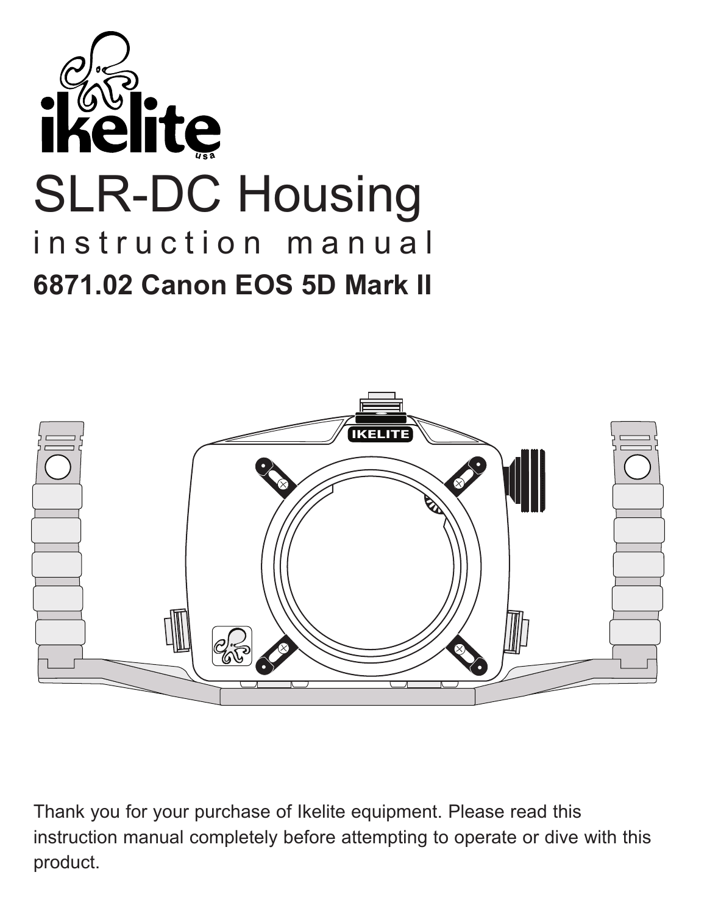# SLR-DC Housing

## instruction manual

### 6871.02 Canon EOS 5D Mark II

Thank you for your purchase of Ikelite equipment. Please read this instruction manual completely before attempting to operate or dive with this product.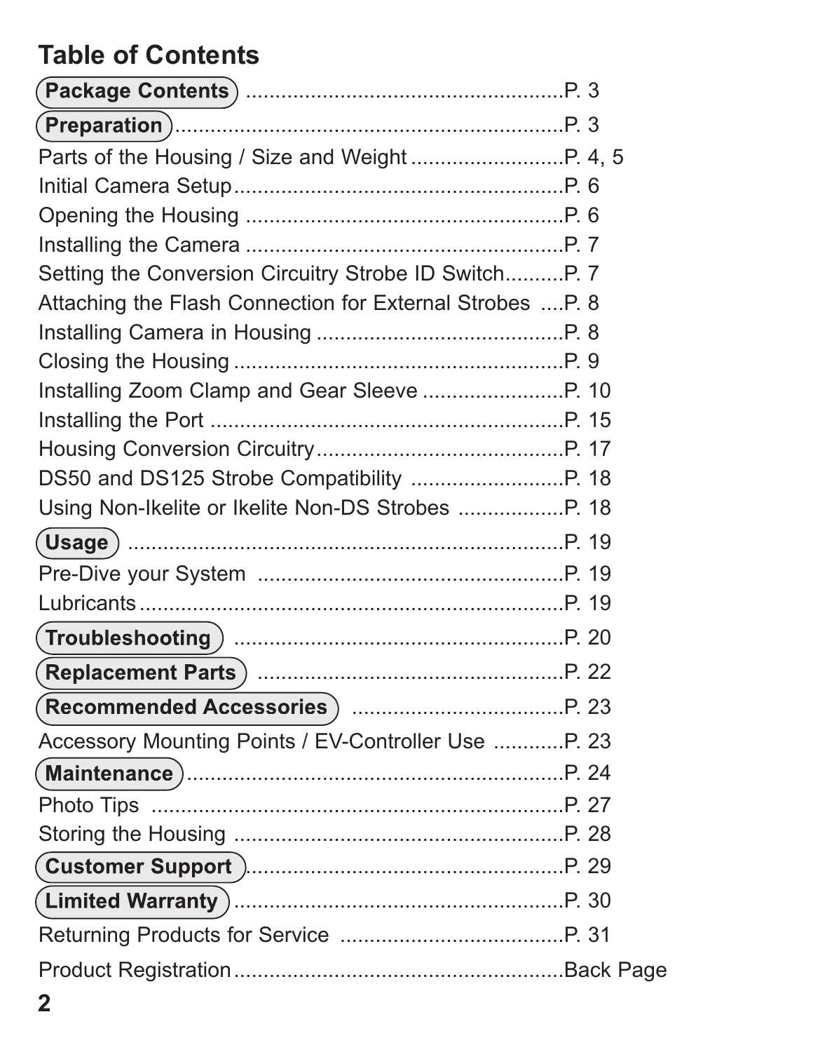## Table of Contents

**Package Contents** ........................................................ P. 3

**Preparation** ................................................................ P. 3

Parts of the Housing / Size and Weight ............................ P. 4, 5

Initial Camera Setup .......................................................... P. 6

Opening the Housing .......................................................... P. 6

Installing the Camera .......................................................... P. 7

Setting the Conversion Circuitry Strobe ID Switch .......... P. 7

Attaching the Flash Connection for External Strobes .... P. 8

Installing Camera in Housing ............................................ P. 8

Closing the Housing ........................................................... P. 9

Installing Zoom Clamp and Gear Sleeve .......................... P. 10

Installing the Port ............................................................... P. 15

Housing Conversion Circuitry ........................................... P. 17

DS50 and DS125 Strobe Compatibility ............................ P. 18

Using Non-Ikelite or Ikelite Non-DS Strobes ................... P. 18

**Usage** .............................................................................. P. 19

Pre-Dive your System ....................................................... P. 19

Lubricants ........................................................................... P. 19

**Troubleshooting** ............................................................. P. 20

**Replacement Parts** ......................................................... P. 22

**Recommended Accessories** ........................................... P. 23

Accessory Mounting Points / EV-Controller Use ............ P. 23

**Maintenance** ................................................................... P. 24

Photo Tips .......................................................................... P. 27

Storing the Housing ........................................................... P. 28

**Customer Support** ........................................................... P. 29

**Limited Warranty** ............................................................ P. 30

Returning Products for Service ........................................ P. 31

Product Registration .......................................................... Back Page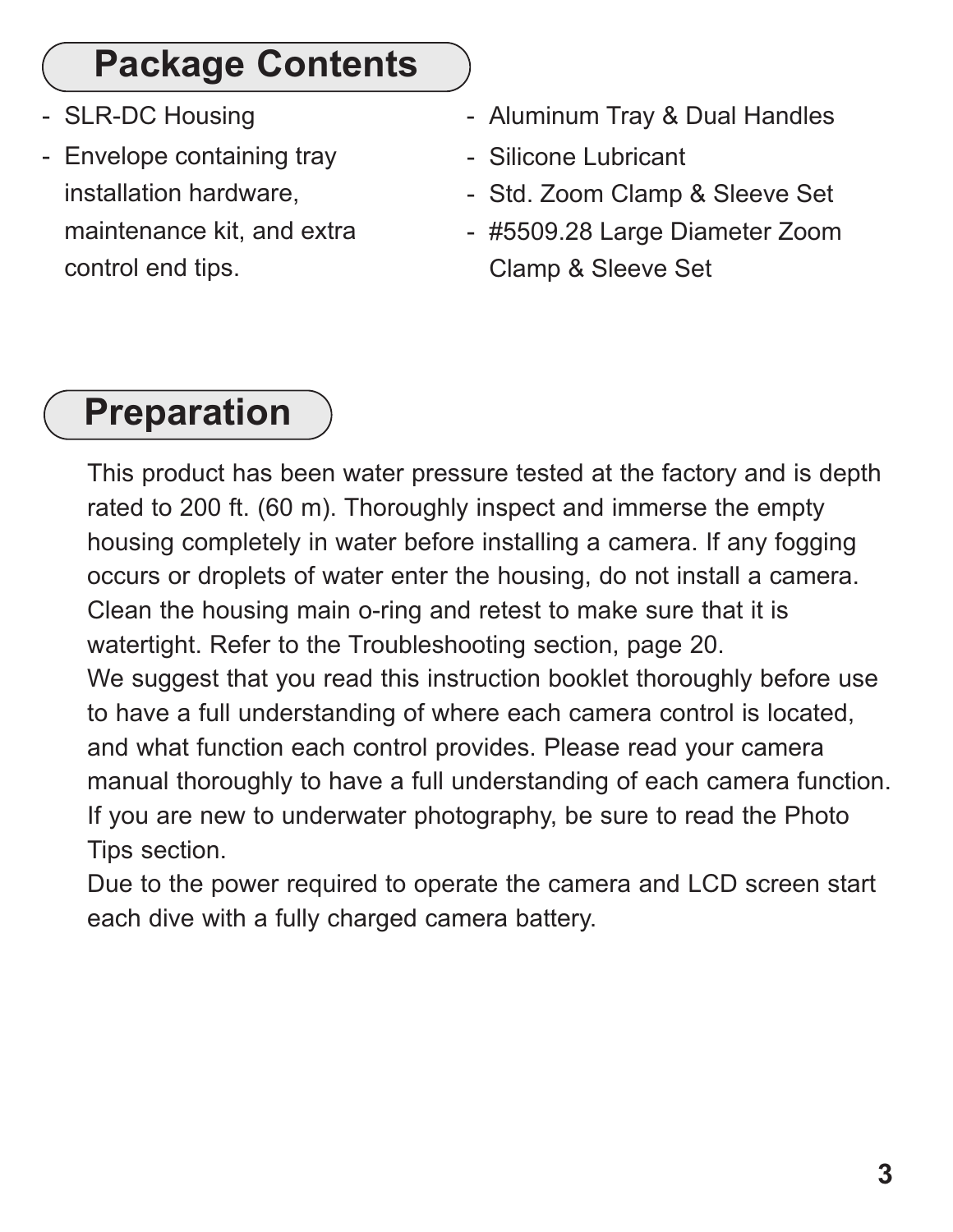## Package Contents

- SLR-DC Housing
- Envelope containing tray installation hardware, maintenance kit, and extra control end tips.
- Aluminum Tray & Dual Handles
- Silicone Lubricant
- Std. Zoom Clamp & Sleeve Set
- #5509.28 Large Diameter Zoom Clamp & Sleeve Set

## Preparation

This product has been water pressure tested at the factory and is depth rated to 200 ft. (60 m). Thoroughly inspect and immerse the empty housing completely in water before installing a camera. If any fogging occurs or droplets of water enter the housing, do not install a camera. Clean the housing main o-ring and retest to make sure that it is watertight. Refer to the Troubleshooting section, page 20.

We suggest that you read this instruction booklet thoroughly before use to have a full understanding of where each camera control is located, and what function each control provides. Please read your camera manual thoroughly to have a full understanding of each camera function. If you are new to underwater photography, be sure to read the Photo Tips section.

Due to the power required to operate the camera and LCD screen start each dive with a fully charged camera battery.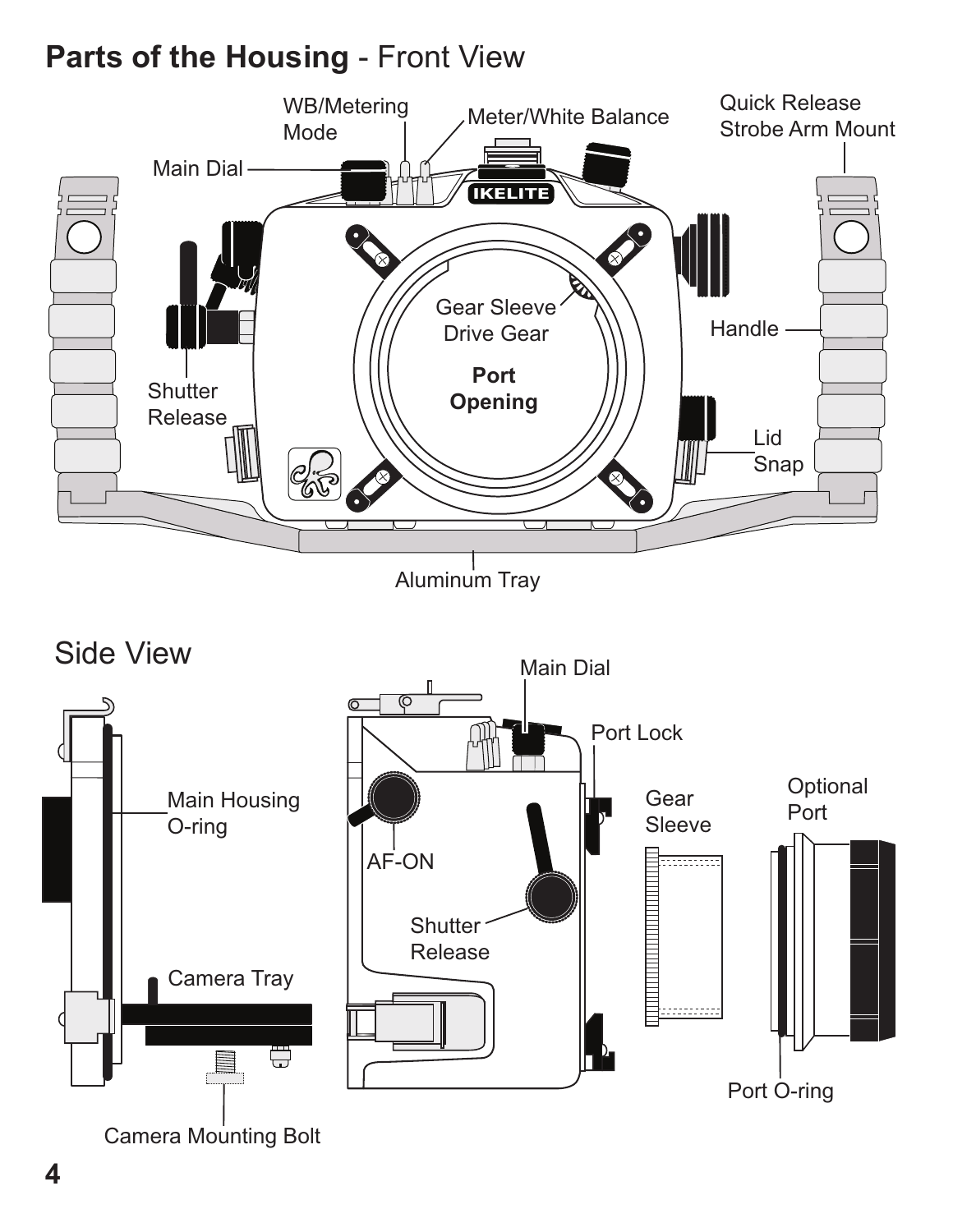# Parts of the Housing - Front View

WB/Metering Mode

Meter/White Balance

Quick Release Strobe Arm Mount

Main Dial

Gear Sleeve Drive Gear

**Port Opening**

Handle

Shutter Release

Lid Snap

Aluminum Tray

## Side View

Main Dial

Port Lock

Main Housing O-ring

Gear Sleeve

Optional Port

AF-ON

Shutter Release

Camera Tray

Port O-ring

Camera Mounting Bolt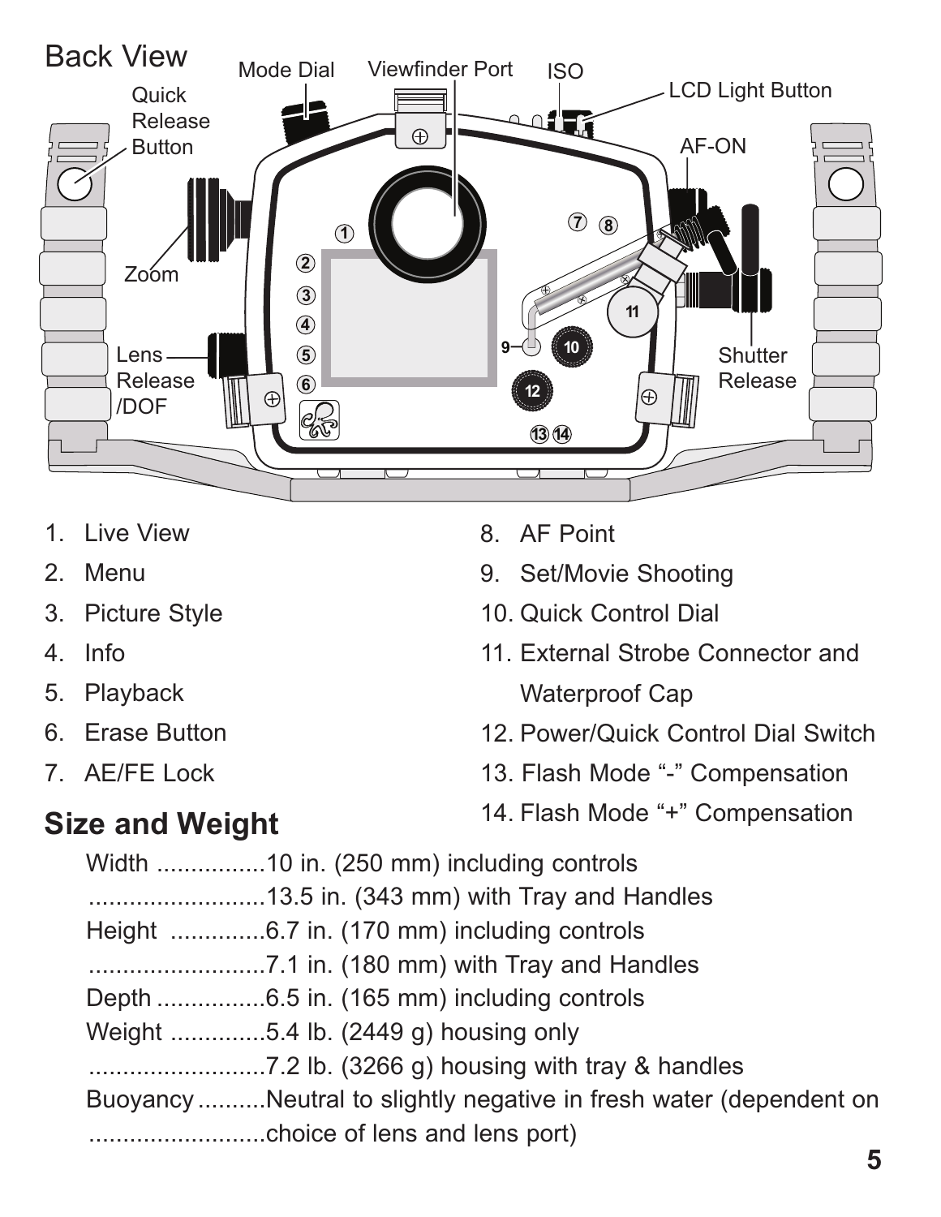## Back View

Quick Release Button

Mode Dial

Viewfinder Port

ISO

LCD Light Button

AF-ON

Zoom

Lens Release /DOF

Shutter Release

1. Live View
2. Menu
3. Picture Style
4. Info
5. Playback
6. Erase Button
7. AE/FE Lock
8. AF Point
9. Set/Movie Shooting
10. Quick Control Dial
11. External Strobe Connector and Waterproof Cap
12. Power/Quick Control Dial Switch
13. Flash Mode "-" Compensation
14. Flash Mode "+" Compensation

## Size and Weight

Width ................10 in. (250 mm) including controls
..........................13.5 in. (343 mm) with Tray and Handles
Height ..............6.7 in. (170 mm) including controls
..........................7.1 in. (180 mm) with Tray and Handles
Depth ................6.5 in. (165 mm) including controls
Weight ..............5.4 lb. (2449 g) housing only
..........................7.2 lb. (3266 g) housing with tray & handles
Buoyancy ..........Neutral to slightly negative in fresh water (dependent on
..........................choice of lens and lens port)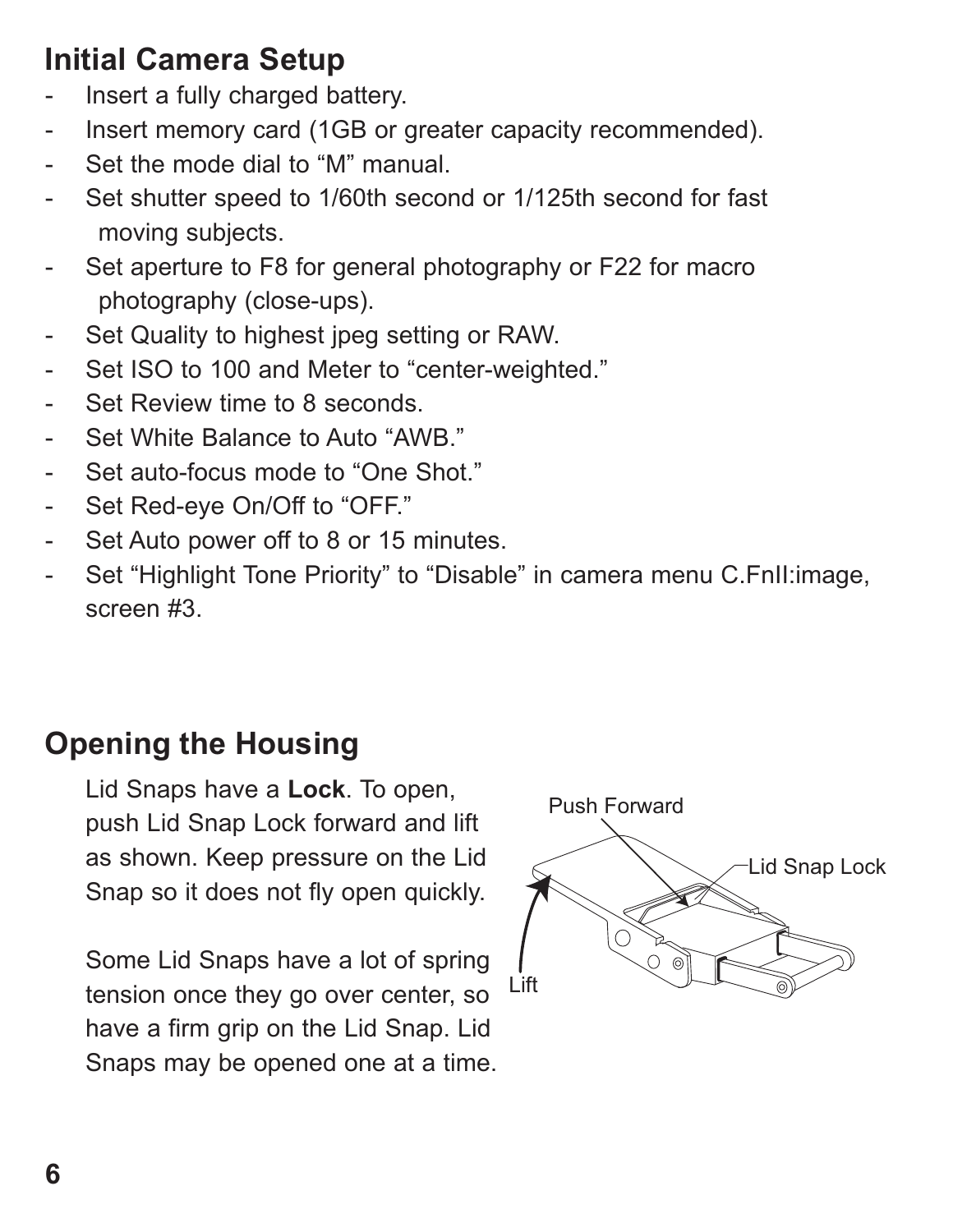## Initial Camera Setup

- Insert a fully charged battery.
- Insert memory card (1GB or greater capacity recommended).
- Set the mode dial to “M” manual.
- Set shutter speed to 1/60th second or 1/125th second for fast moving subjects.
- Set aperture to F8 for general photography or F22 for macro photography (close-ups).
- Set Quality to highest jpeg setting or RAW.
- Set ISO to 100 and Meter to “center-weighted.”
- Set Review time to 8 seconds.
- Set White Balance to Auto “AWB.”
- Set auto-focus mode to “One Shot.”
- Set Red-eye On/Off to “OFF.”
- Set Auto power off to 8 or 15 minutes.
- Set “Highlight Tone Priority” to “Disable” in camera menu C.FnII:image, screen #3.

## Opening the Housing

Lid Snaps have a **Lock**. To open, push Lid Snap Lock forward and lift as shown. Keep pressure on the Lid Snap so it does not fly open quickly.

Some Lid Snaps have a lot of spring tension once they go over center, so have a firm grip on the Lid Snap. Lid Snaps may be opened one at a time.

Push Forward

Lid Snap Lock

Lift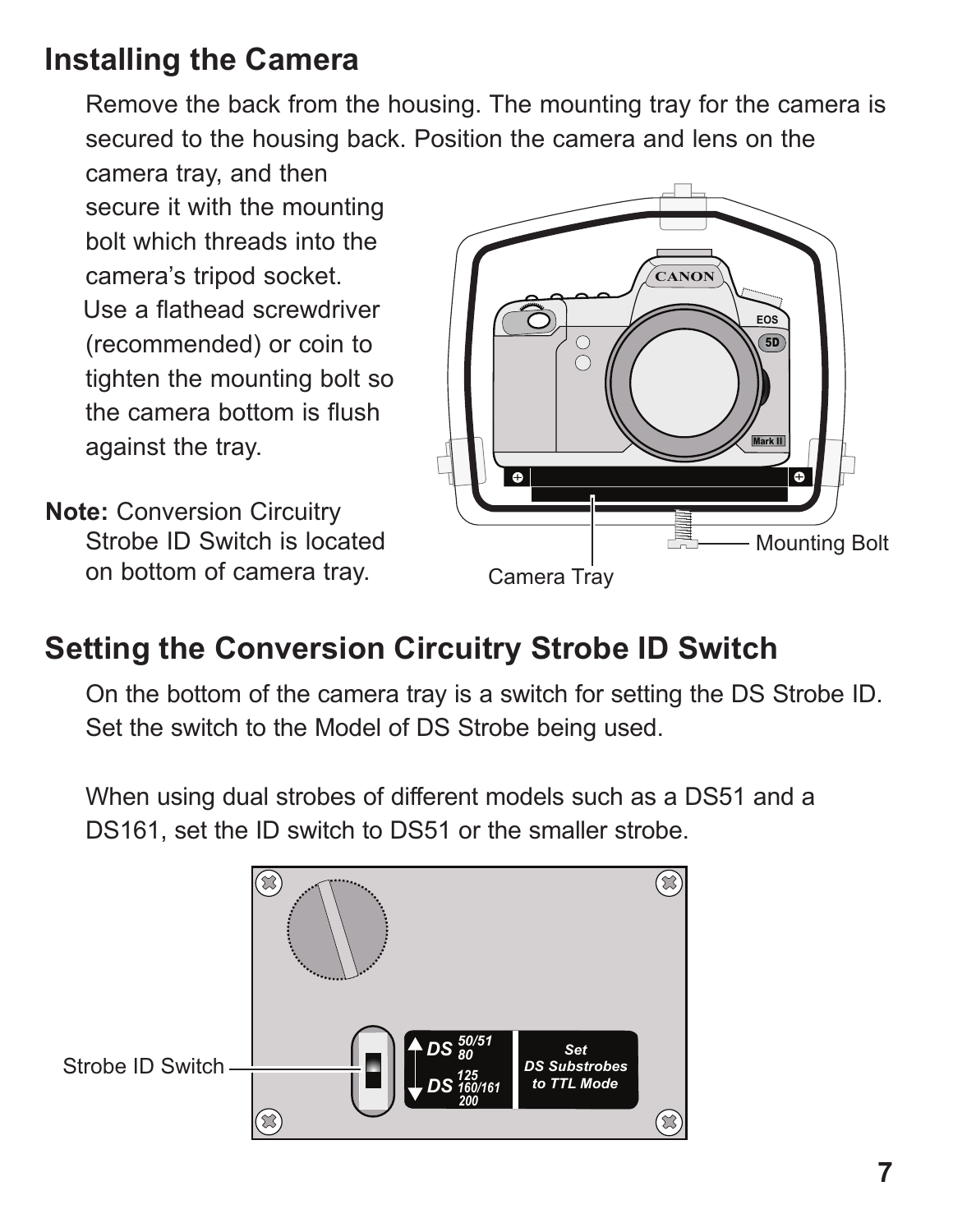## Installing the Camera

Remove the back from the housing. The mounting tray for the camera is secured to the housing back. Position the camera and lens on the camera tray, and then secure it with the mounting bolt which threads into the camera's tripod socket. Use a flathead screwdriver (recommended) or coin to tighten the mounting bolt so the camera bottom is flush against the tray.

**Note:** Conversion Circuitry Strobe ID Switch is located on bottom of camera tray.

Mounting Bolt

Camera Tray

## Setting the Conversion Circuitry Strobe ID Switch

On the bottom of the camera tray is a switch for setting the DS Strobe ID. Set the switch to the Model of DS Strobe being used.

When using dual strobes of different models such as a DS51 and a DS161, set the ID switch to DS51 or the smaller strobe.

Strobe ID Switch

DS 50/51 80

DS 125 160/161 200

Set DS Substrobes to TTL Mode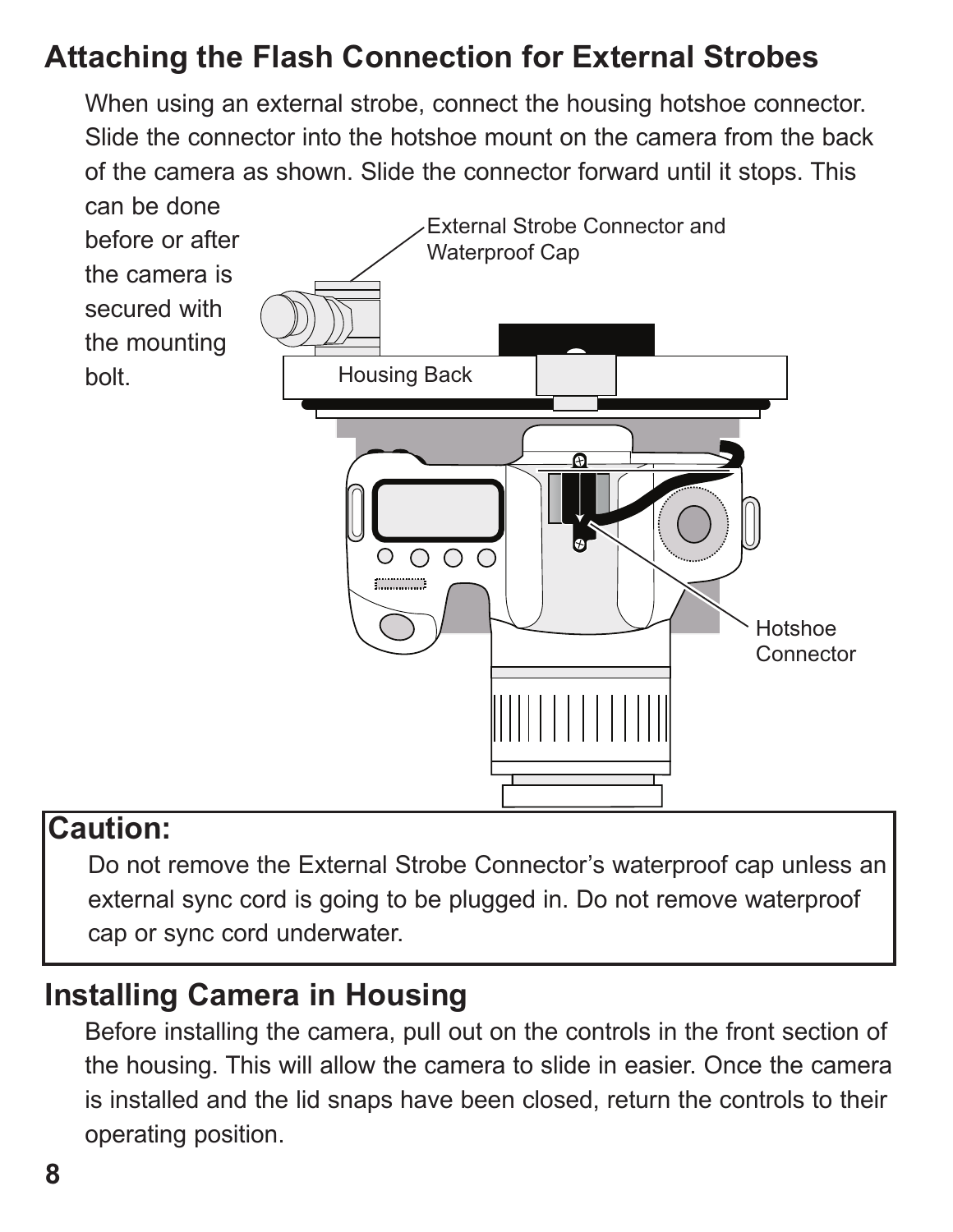## Attaching the Flash Connection for External Strobes

When using an external strobe, connect the housing hotshoe connector. Slide the connector into the hotshoe mount on the camera from the back of the camera as shown. Slide the connector forward until it stops. This can be done before or after the camera is secured with the mounting bolt.

External Strobe Connector and Waterproof Cap

Housing Back

Hotshoe Connector

> **Caution:**
>
> Do not remove the External Strobe Connector's waterproof cap unless an external sync cord is going to be plugged in. Do not remove waterproof cap or sync cord underwater.

## Installing Camera in Housing

Before installing the camera, pull out on the controls in the front section of the housing. This will allow the camera to slide in easier. Once the camera is installed and the lid snaps have been closed, return the controls to their operating position.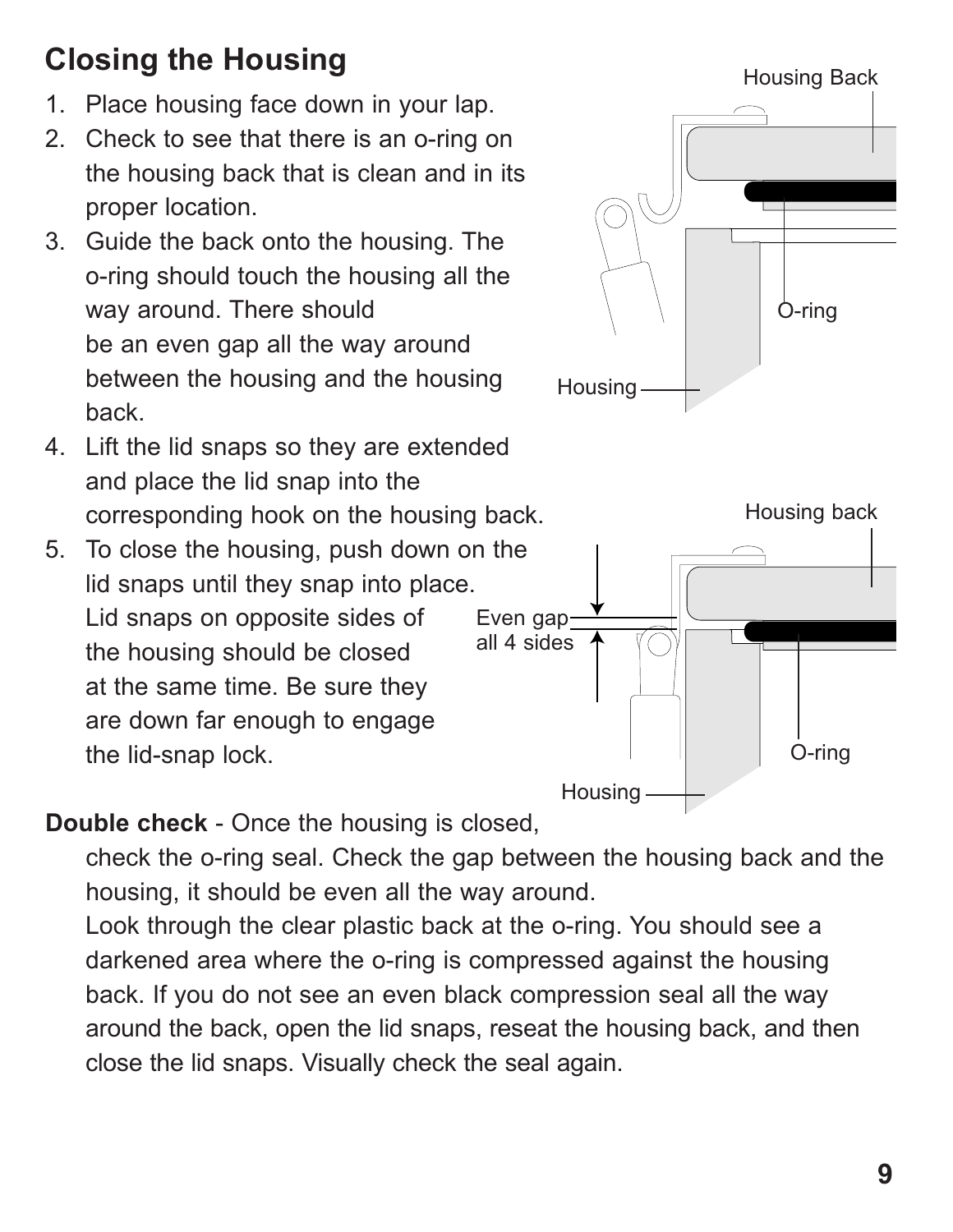## Closing the Housing

1. Place housing face down in your lap.
2. Check to see that there is an o-ring on the housing back that is clean and in its proper location.
3. Guide the back onto the housing. The o-ring should touch the housing all the way around. There should be an even gap all the way around between the housing and the housing back.
4. Lift the lid snaps so they are extended and place the lid snap into the corresponding hook on the housing back.
5. To close the housing, push down on the lid snaps until they snap into place. Lid snaps on opposite sides of the housing should be closed at the same time. Be sure they are down far enough to engage the lid-snap lock.

**Double check** - Once the housing is closed, check the o-ring seal. Check the gap between the housing back and the housing, it should be even all the way around.

Look through the clear plastic back at the o-ring. You should see a darkened area where the o-ring is compressed against the housing back. If you do not see an even black compression seal all the way around the back, open the lid snaps, reseat the housing back, and then close the lid snaps. Visually check the seal again.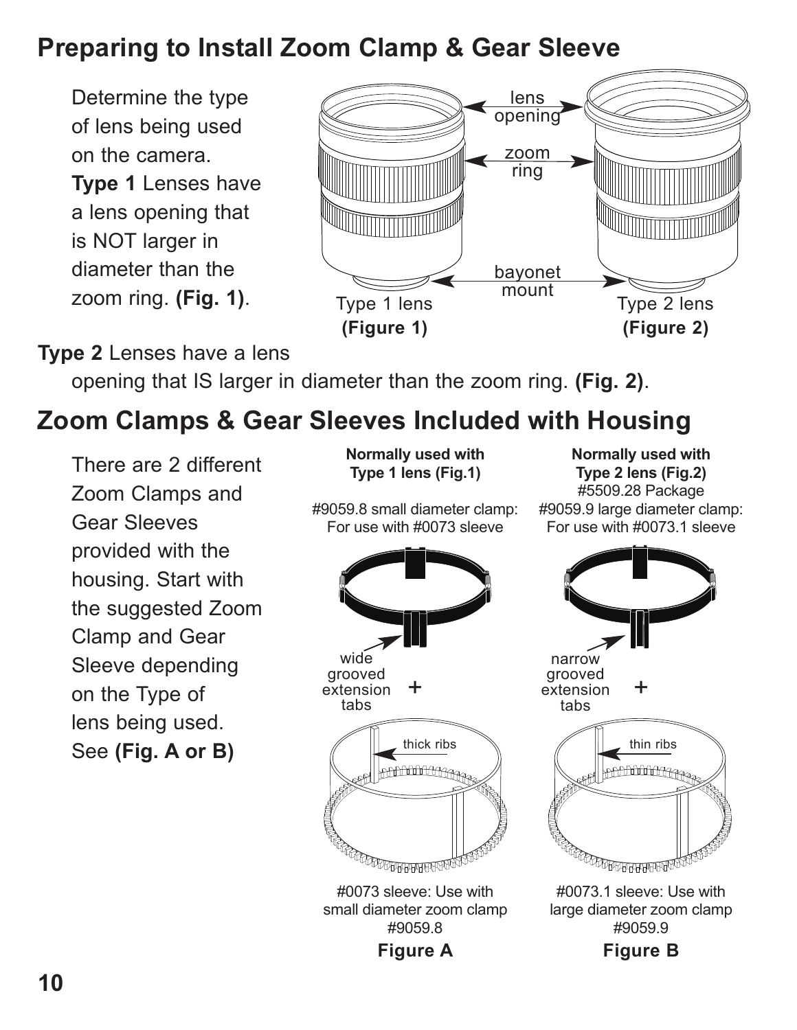## Preparing to Install Zoom Clamp & Gear Sleeve

Determine the type of lens being used on the camera. **Type 1** Lenses have a lens opening that is NOT larger in diameter than the zoom ring. **(Fig. 1)**.

lens opening

zoom ring

bayonet mount

Type 1 lens
**(Figure 1)**

Type 2 lens
**(Figure 2)**

**Type 2** Lenses have a lens opening that IS larger in diameter than the zoom ring. **(Fig. 2)**.

## Zoom Clamps & Gear Sleeves Included with Housing

There are 2 different Zoom Clamps and Gear Sleeves provided with the housing. Start with the suggested Zoom Clamp and Gear Sleeve depending on the Type of lens being used. See **(Fig. A or B)**

**Normally used with Type 1 lens (Fig.1)**

#9059.8 small diameter clamp: For use with #0073 sleeve

wide grooved extension tabs

+

thick ribs

#0073 sleeve: Use with small diameter zoom clamp #9059.8

**Figure A**

**Normally used with Type 2 lens (Fig.2)**

#5509.28 Package

#9059.9 large diameter clamp: For use with #0073.1 sleeve

narrow grooved extension tabs

+

thin ribs

#0073.1 sleeve: Use with large diameter zoom clamp #9059.9

**Figure B**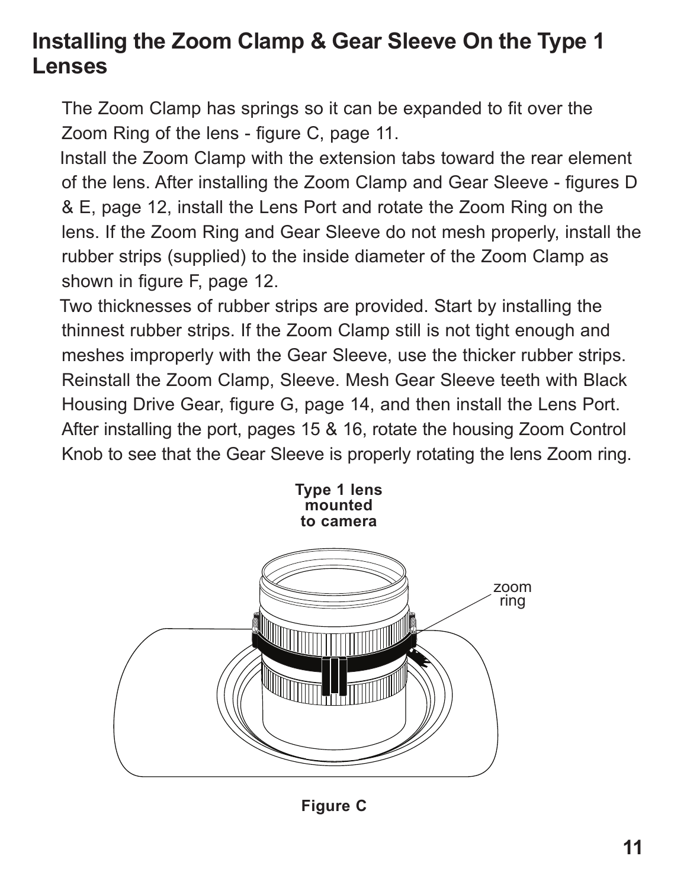# Installing the Zoom Clamp & Gear Sleeve On the Type 1 Lenses

The Zoom Clamp has springs so it can be expanded to fit over the Zoom Ring of the lens - figure C, page 11.

Install the Zoom Clamp with the extension tabs toward the rear element of the lens. After installing the Zoom Clamp and Gear Sleeve - figures D & E, page 12, install the Lens Port and rotate the Zoom Ring on the lens. If the Zoom Ring and Gear Sleeve do not mesh properly, install the rubber strips (supplied) to the inside diameter of the Zoom Clamp as shown in figure F, page 12.

Two thicknesses of rubber strips are provided. Start by installing the thinnest rubber strips. If the Zoom Clamp still is not tight enough and meshes improperly with the Gear Sleeve, use the thicker rubber strips. Reinstall the Zoom Clamp, Sleeve. Mesh Gear Sleeve teeth with Black Housing Drive Gear, figure G, page 14, and then install the Lens Port. After installing the port, pages 15 & 16, rotate the housing Zoom Control Knob to see that the Gear Sleeve is properly rotating the lens Zoom ring.

**Type 1 lens mounted to camera**

zoom ring

**Figure C**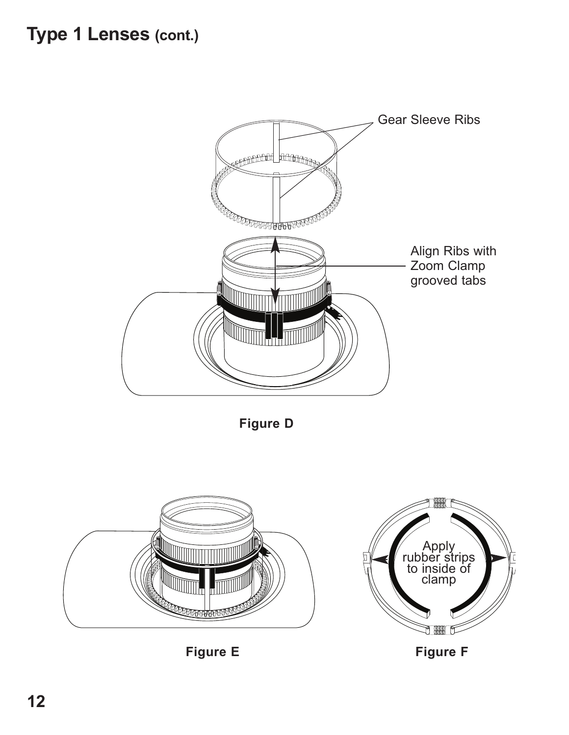# Type 1 Lenses (cont.)

Gear Sleeve Ribs

Align Ribs with Zoom Clamp grooved tabs

**Figure D**

Apply rubber strips to inside of clamp

**Figure E**

**Figure F**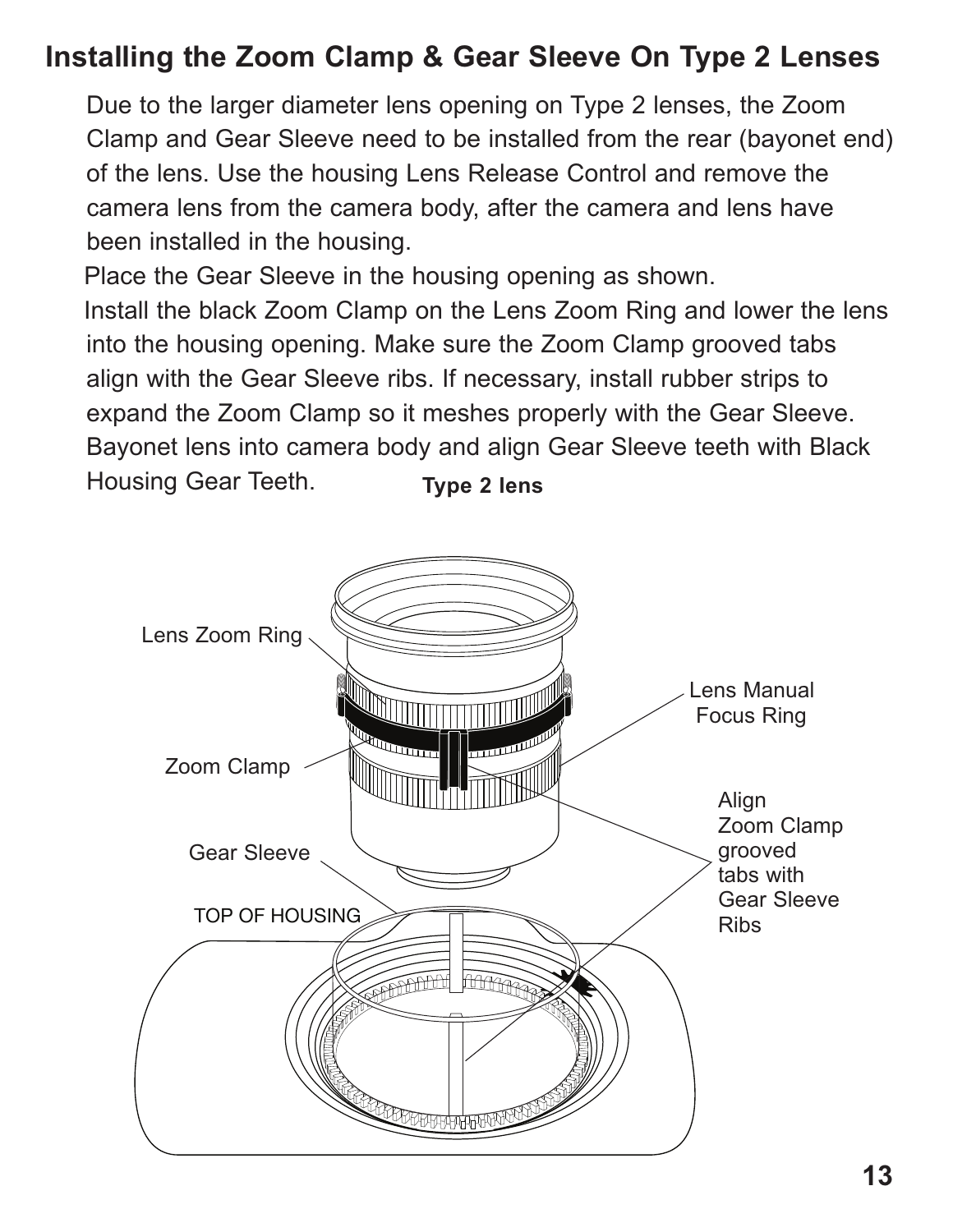## Installing the Zoom Clamp & Gear Sleeve On Type 2 Lenses

Due to the larger diameter lens opening on Type 2 lenses, the Zoom Clamp and Gear Sleeve need to be installed from the rear (bayonet end) of the lens. Use the housing Lens Release Control and remove the camera lens from the camera body, after the camera and lens have been installed in the housing.

Place the Gear Sleeve in the housing opening as shown.

Install the black Zoom Clamp on the Lens Zoom Ring and lower the lens into the housing opening. Make sure the Zoom Clamp grooved tabs align with the Gear Sleeve ribs. If necessary, install rubber strips to expand the Zoom Clamp so it meshes properly with the Gear Sleeve. Bayonet lens into camera body and align Gear Sleeve teeth with Black Housing Gear Teeth.

**Type 2 lens**

Lens Zoom Ring

Lens Manual Focus Ring

Zoom Clamp

Align Zoom Clamp grooved tabs with Gear Sleeve Ribs

Gear Sleeve

TOP OF HOUSING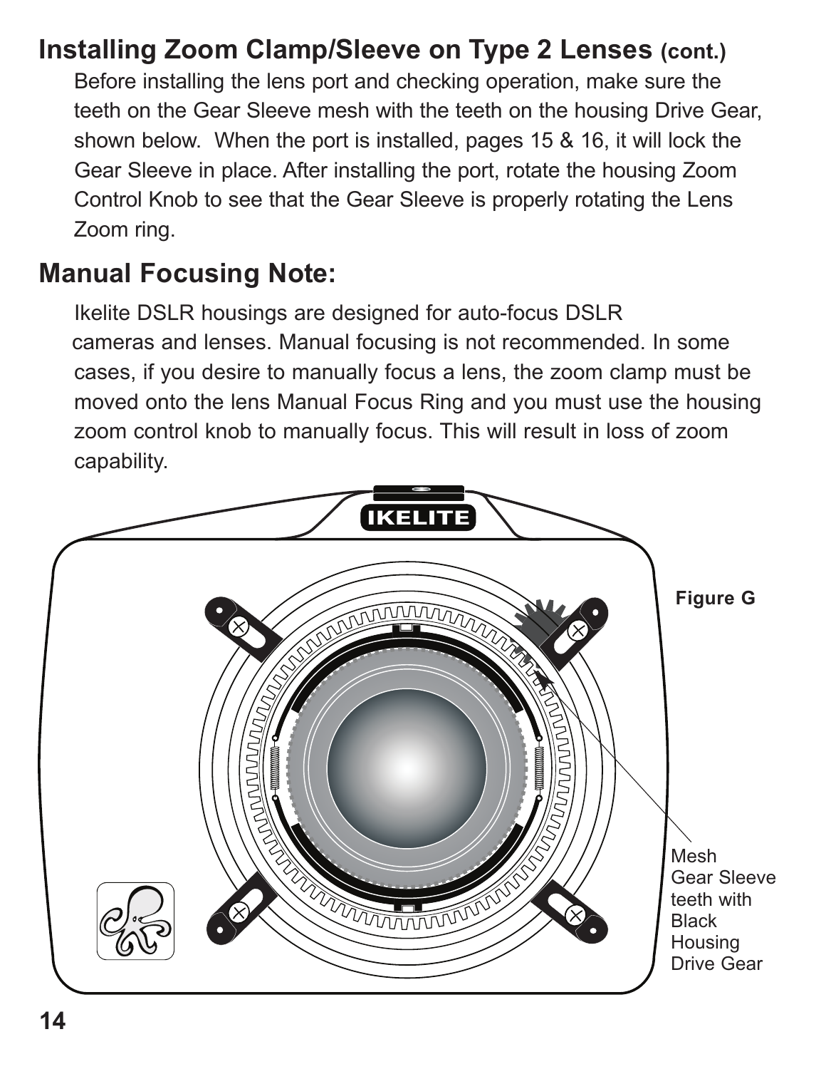## Installing Zoom Clamp/Sleeve on Type 2 Lenses (cont.)

Before installing the lens port and checking operation, make sure the teeth on the Gear Sleeve mesh with the teeth on the housing Drive Gear, shown below. When the port is installed, pages 15 & 16, it will lock the Gear Sleeve in place. After installing the port, rotate the housing Zoom Control Knob to see that the Gear Sleeve is properly rotating the Lens Zoom ring.

## Manual Focusing Note:

Ikelite DSLR housings are designed for auto-focus DSLR cameras and lenses. Manual focusing is not recommended. In some cases, if you desire to manually focus a lens, the zoom clamp must be moved onto the lens Manual Focus Ring and you must use the housing zoom control knob to manually focus. This will result in loss of zoom capability.

Figure G

Mesh Gear Sleeve teeth with Black Housing Drive Gear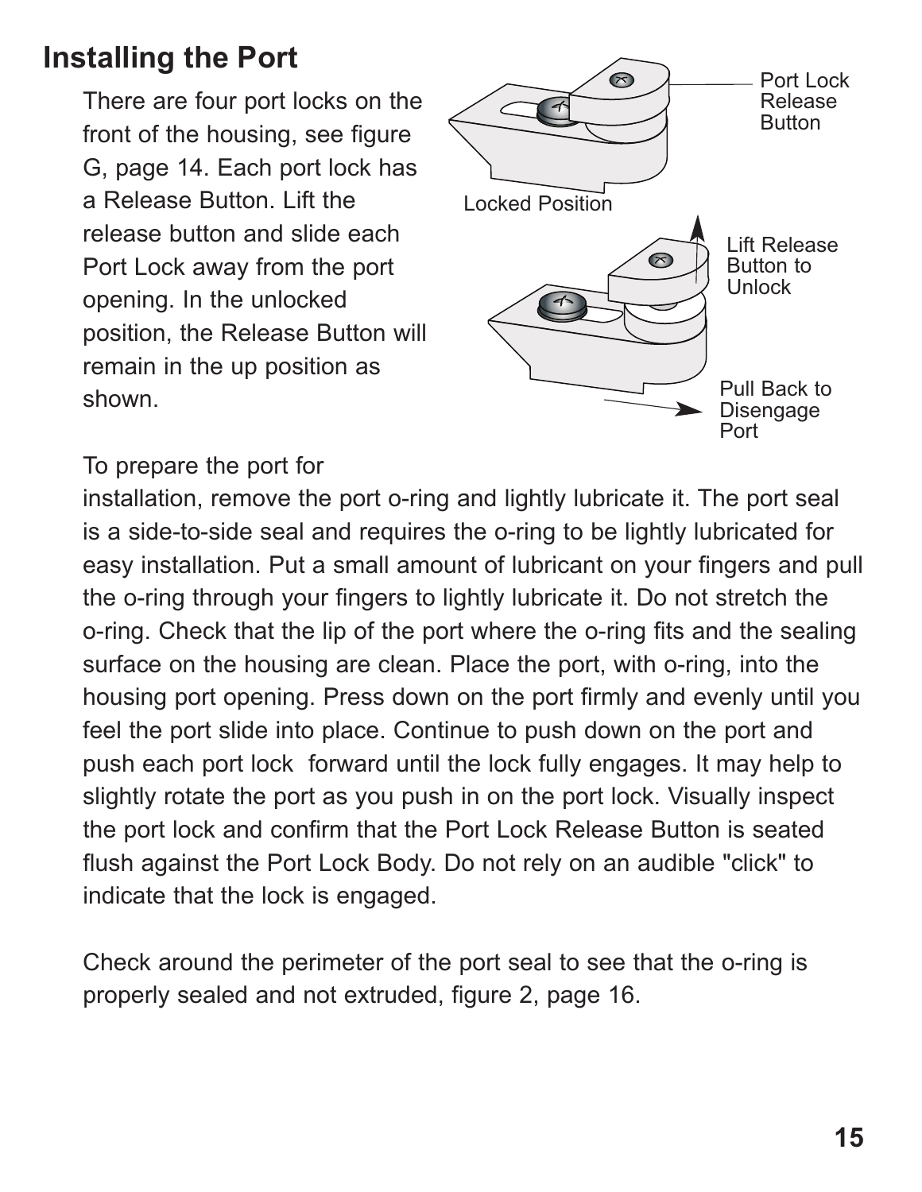## Installing the Port

There are four port locks on the front of the housing, see figure G, page 14. Each port lock has a Release Button. Lift the release button and slide each Port Lock away from the port opening. In the unlocked position, the Release Button will remain in the up position as shown.

Port Lock Release Button

Locked Position

Lift Release Button to Unlock

Pull Back to Disengage Port

To prepare the port for installation, remove the port o-ring and lightly lubricate it. The port seal is a side-to-side seal and requires the o-ring to be lightly lubricated for easy installation. Put a small amount of lubricant on your fingers and pull the o-ring through your fingers to lightly lubricate it. Do not stretch the o-ring. Check that the lip of the port where the o-ring fits and the sealing surface on the housing are clean. Place the port, with o-ring, into the housing port opening. Press down on the port firmly and evenly until you feel the port slide into place. Continue to push down on the port and push each port lock forward until the lock fully engages. It may help to slightly rotate the port as you push in on the port lock. Visually inspect the port lock and confirm that the Port Lock Release Button is seated flush against the Port Lock Body. Do not rely on an audible "click" to indicate that the lock is engaged.

Check around the perimeter of the port seal to see that the o-ring is properly sealed and not extruded, figure 2, page 16.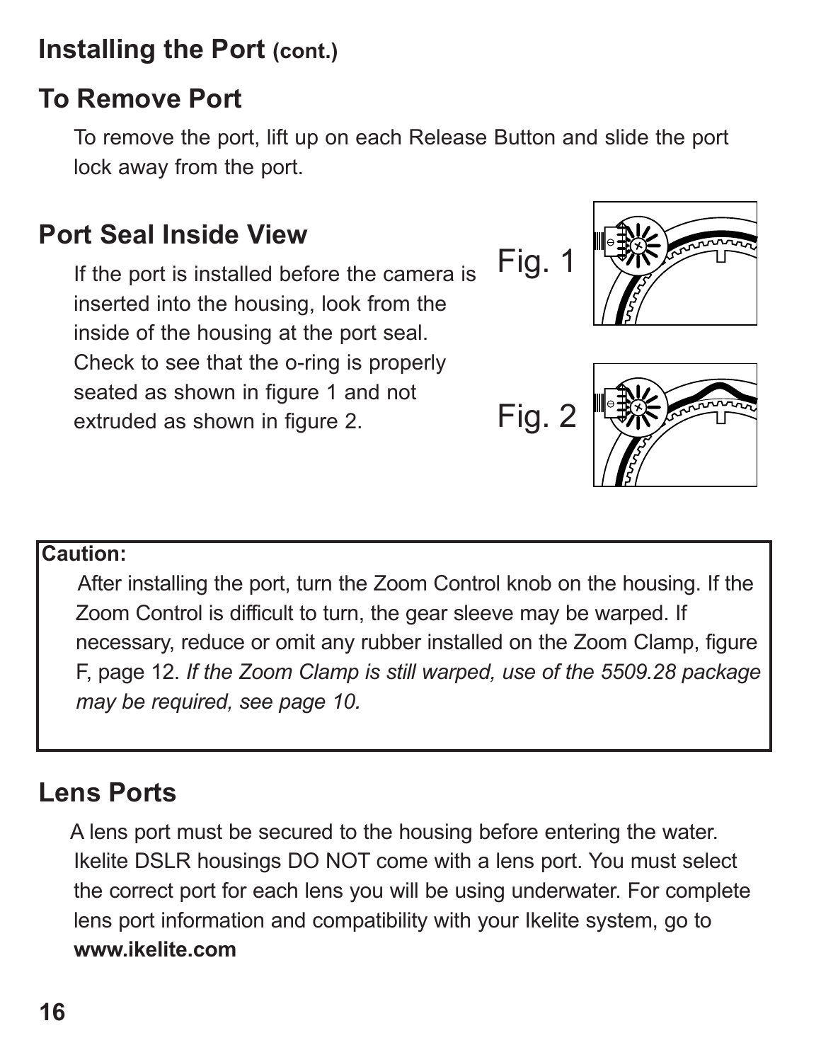## Installing the Port (cont.)

## To Remove Port

To remove the port, lift up on each Release Button and slide the port lock away from the port.

## Port Seal Inside View

If the port is installed before the camera is inserted into the housing, look from the inside of the housing at the port seal. Check to see that the o-ring is properly seated as shown in figure 1 and not extruded as shown in figure 2.

Fig. 1

Fig. 2

**Caution:**

After installing the port, turn the Zoom Control knob on the housing. If the Zoom Control is difficult to turn, the gear sleeve may be warped. If necessary, reduce or omit any rubber installed on the Zoom Clamp, figure F, page 12. *If the Zoom Clamp is still warped, use of the 5509.28 package may be required, see page 10.*

## Lens Ports

A lens port must be secured to the housing before entering the water. Ikelite DSLR housings DO NOT come with a lens port. You must select the correct port for each lens you will be using underwater. For complete lens port information and compatibility with your Ikelite system, go to **www.ikelite.com**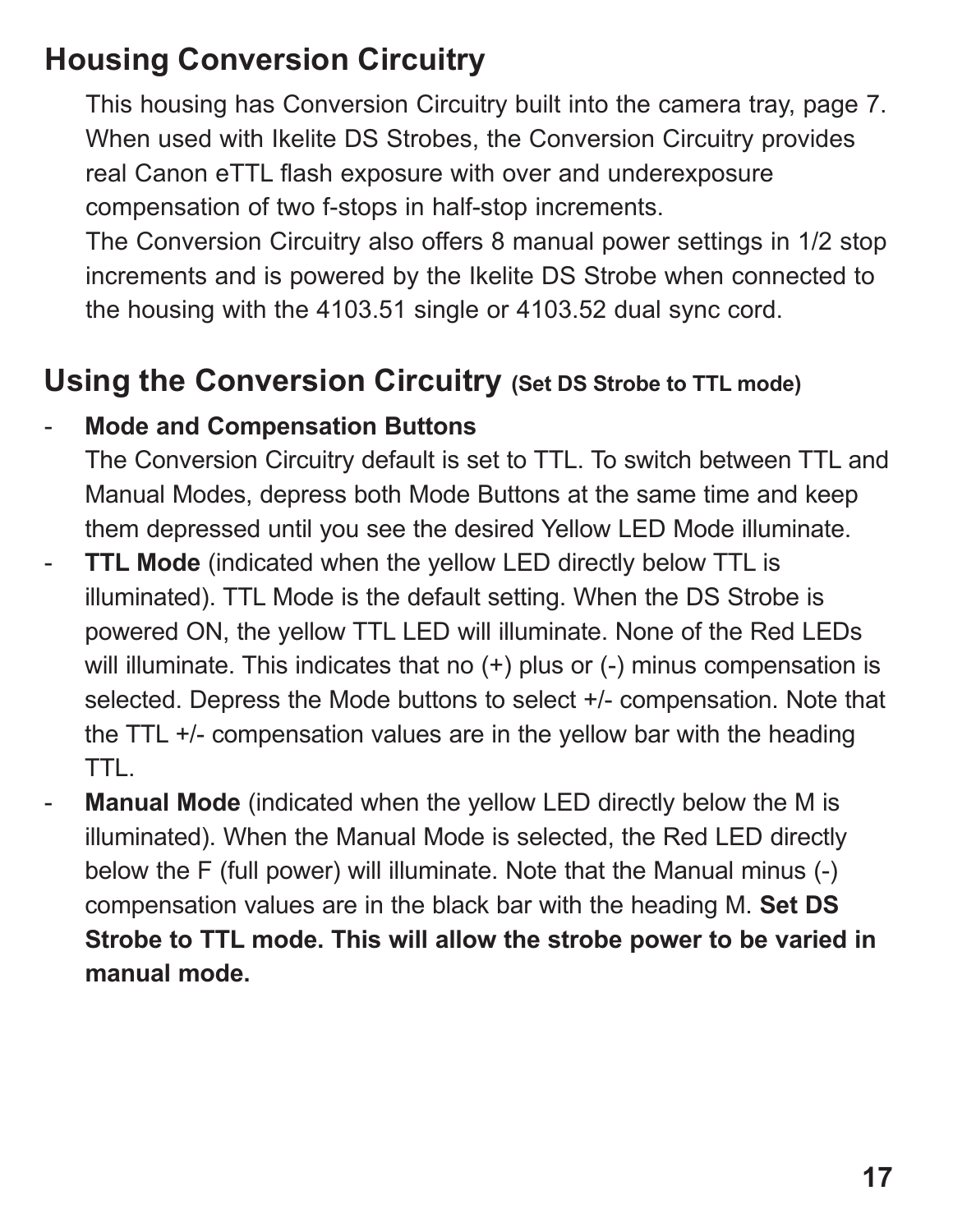## Housing Conversion Circuitry

This housing has Conversion Circuitry built into the camera tray, page 7. When used with Ikelite DS Strobes, the Conversion Circuitry provides real Canon eTTL flash exposure with over and underexposure compensation of two f-stops in half-stop increments.

The Conversion Circuitry also offers 8 manual power settings in 1/2 stop increments and is powered by the Ikelite DS Strobe when connected to the housing with the 4103.51 single or 4103.52 dual sync cord.

## Using the Conversion Circuitry (Set DS Strobe to TTL mode)

- **Mode and Compensation Buttons**
  The Conversion Circuitry default is set to TTL. To switch between TTL and Manual Modes, depress both Mode Buttons at the same time and keep them depressed until you see the desired Yellow LED Mode illuminate.
- **TTL Mode** (indicated when the yellow LED directly below TTL is illuminated). TTL Mode is the default setting. When the DS Strobe is powered ON, the yellow TTL LED will illuminate. None of the Red LEDs will illuminate. This indicates that no (+) plus or (-) minus compensation is selected. Depress the Mode buttons to select +/- compensation. Note that the TTL +/- compensation values are in the yellow bar with the heading TTL.
- **Manual Mode** (indicated when the yellow LED directly below the M is illuminated). When the Manual Mode is selected, the Red LED directly below the F (full power) will illuminate. Note that the Manual minus (-) compensation values are in the black bar with the heading M. **Set DS Strobe to TTL mode. This will allow the strobe power to be varied in manual mode.**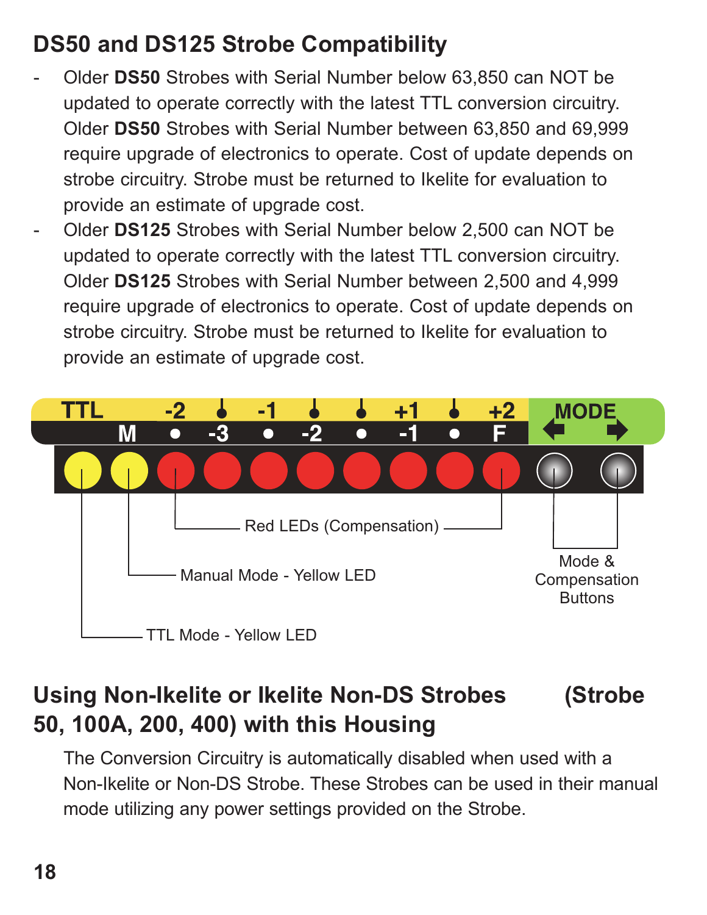## DS50 and DS125 Strobe Compatibility

- Older **DS50** Strobes with Serial Number below 63,850 can NOT be updated to operate correctly with the latest TTL conversion circuitry. Older **DS50** Strobes with Serial Number between 63,850 and 69,999 require upgrade of electronics to operate. Cost of update depends on strobe circuitry. Strobe must be returned to Ikelite for evaluation to provide an estimate of upgrade cost.
- Older **DS125** Strobes with Serial Number below 2,500 can NOT be updated to operate correctly with the latest TTL conversion circuitry. Older **DS125** Strobes with Serial Number between 2,500 and 4,999 require upgrade of electronics to operate. Cost of update depends on strobe circuitry. Strobe must be returned to Ikelite for evaluation to provide an estimate of upgrade cost.

TTL | -2 | -1 | +1 | +2 | MODE

M | -3 | -2 | -1 | F

Red LEDs (Compensation)

Manual Mode - Yellow LED

TTL Mode - Yellow LED

Mode & Compensation Buttons

## Using Non-Ikelite or Ikelite Non-DS Strobes (Strobe 50, 100A, 200, 400) with this Housing

The Conversion Circuitry is automatically disabled when used with a Non-Ikelite or Non-DS Strobe. These Strobes can be used in their manual mode utilizing any power settings provided on the Strobe.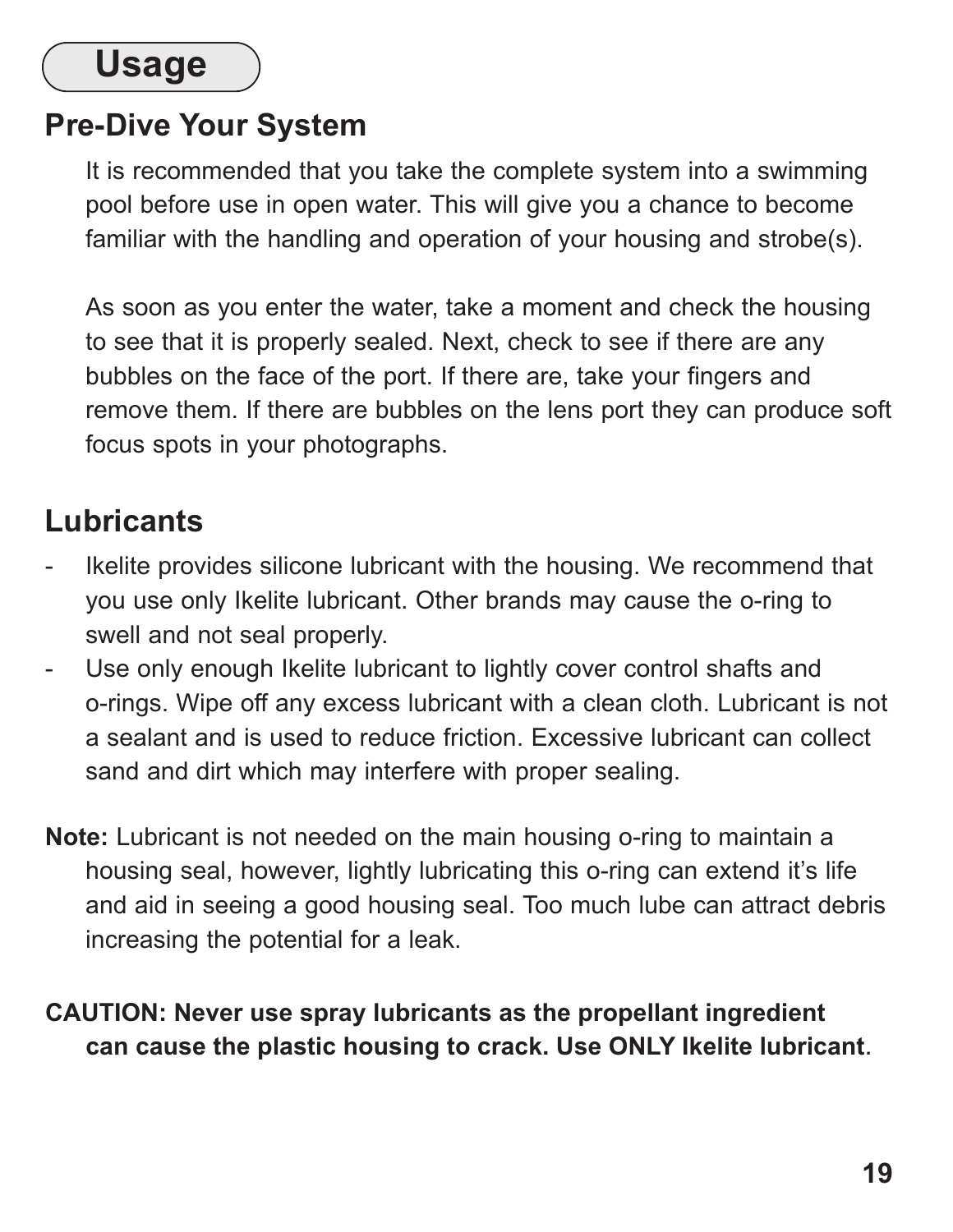# Usage

## Pre-Dive Your System

It is recommended that you take the complete system into a swimming pool before use in open water. This will give you a chance to become familiar with the handling and operation of your housing and strobe(s).

As soon as you enter the water, take a moment and check the housing to see that it is properly sealed. Next, check to see if there are any bubbles on the face of the port. If there are, take your fingers and remove them. If there are bubbles on the lens port they can produce soft focus spots in your photographs.

## Lubricants

- Ikelite provides silicone lubricant with the housing. We recommend that you use only Ikelite lubricant. Other brands may cause the o-ring to swell and not seal properly.
- Use only enough Ikelite lubricant to lightly cover control shafts and o-rings. Wipe off any excess lubricant with a clean cloth. Lubricant is not a sealant and is used to reduce friction. Excessive lubricant can collect sand and dirt which may interfere with proper sealing.

**Note:** Lubricant is not needed on the main housing o-ring to maintain a housing seal, however, lightly lubricating this o-ring can extend it's life and aid in seeing a good housing seal. Too much lube can attract debris increasing the potential for a leak.

**CAUTION: Never use spray lubricants as the propellant ingredient can cause the plastic housing to crack. Use ONLY Ikelite lubricant**.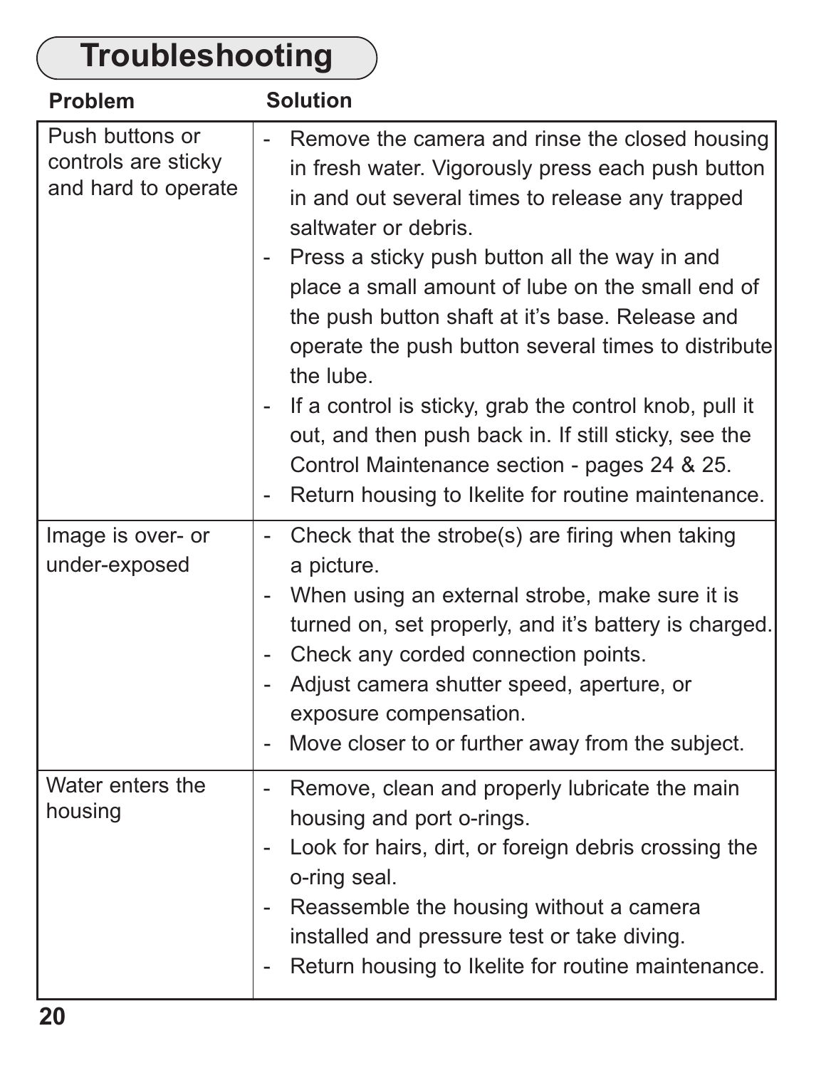# Troubleshooting

| Problem | Solution |
| --- | --- |
| Push buttons or controls are sticky and hard to operate | - Remove the camera and rinse the closed housing in fresh water. Vigorously press each push button in and out several times to release any trapped saltwater or debris.<br>- Press a sticky push button all the way in and place a small amount of lube on the small end of the push button shaft at it's base. Release and operate the push button several times to distribute the lube.<br>- If a control is sticky, grab the control knob, pull it out, and then push back in. If still sticky, see the Control Maintenance section - pages 24 & 25.<br>- Return housing to Ikelite for routine maintenance. |
| Image is over- or under-exposed | - Check that the strobe(s) are firing when taking a picture.<br>- When using an external strobe, make sure it is turned on, set properly, and it's battery is charged.<br>- Check any corded connection points.<br>- Adjust camera shutter speed, aperture, or exposure compensation.<br>- Move closer to or further away from the subject. |
| Water enters the housing | - Remove, clean and properly lubricate the main housing and port o-rings.<br>- Look for hairs, dirt, or foreign debris crossing the o-ring seal.<br>- Reassemble the housing without a camera installed and pressure test or take diving.<br>- Return housing to Ikelite for routine maintenance. |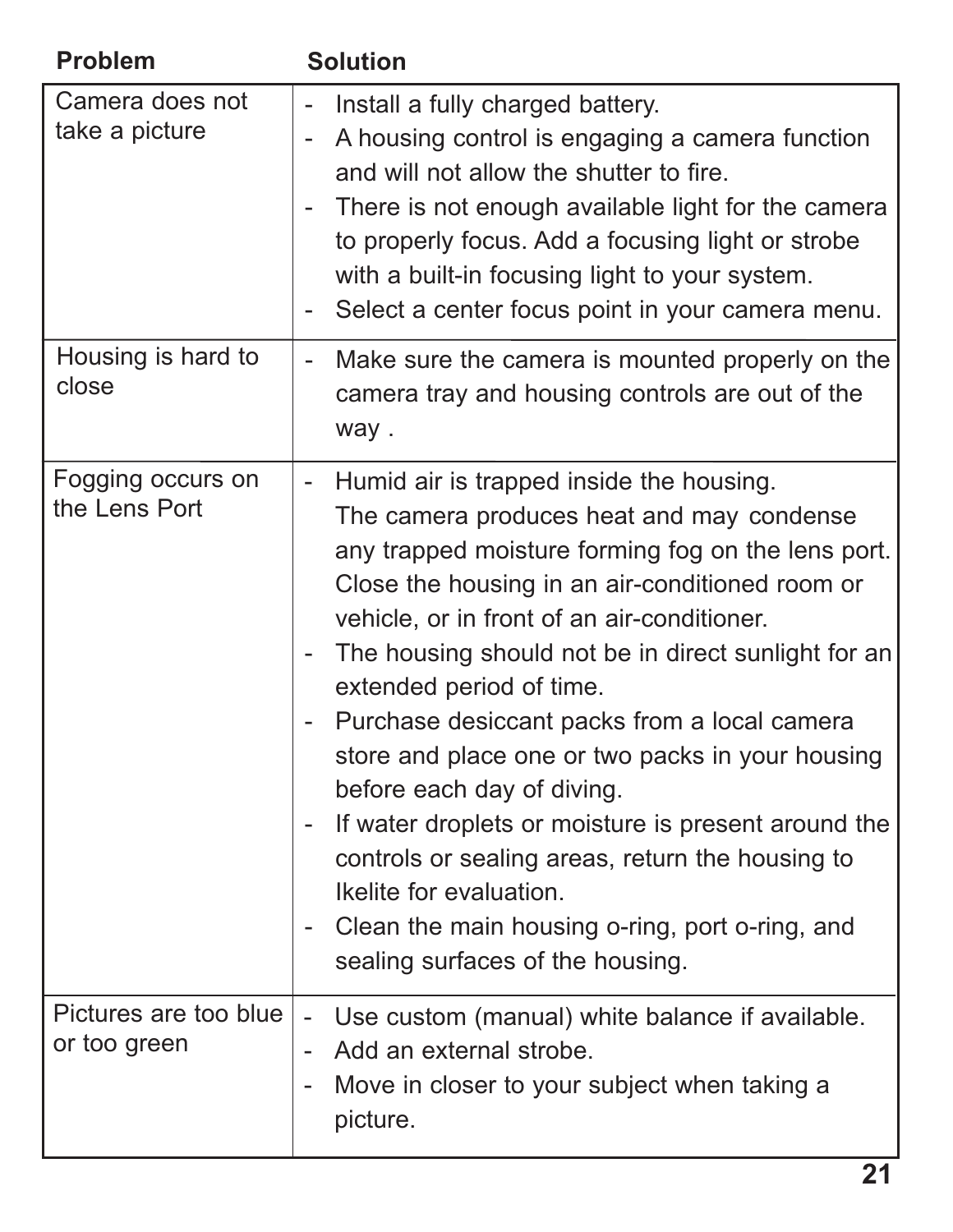| Problem | Solution |
|---|---|
| Camera does not take a picture | - Install a fully charged battery.<br>- A housing control is engaging a camera function and will not allow the shutter to fire.<br>- There is not enough available light for the camera to properly focus. Add a focusing light or strobe with a built-in focusing light to your system.<br>- Select a center focus point in your camera menu. |
| Housing is hard to close | - Make sure the camera is mounted properly on the camera tray and housing controls are out of the way . |
| Fogging occurs on the Lens Port | - Humid air is trapped inside the housing. The camera produces heat and may condense any trapped moisture forming fog on the lens port. Close the housing in an air-conditioned room or vehicle, or in front of an air-conditioner.<br>- The housing should not be in direct sunlight for an extended period of time.<br>- Purchase desiccant packs from a local camera store and place one or two packs in your housing before each day of diving.<br>- If water droplets or moisture is present around the controls or sealing areas, return the housing to Ikelite for evaluation.<br>- Clean the main housing o-ring, port o-ring, and sealing surfaces of the housing. |
| Pictures are too blue or too green | - Use custom (manual) white balance if available.<br>- Add an external strobe.<br>- Move in closer to your subject when taking a picture. |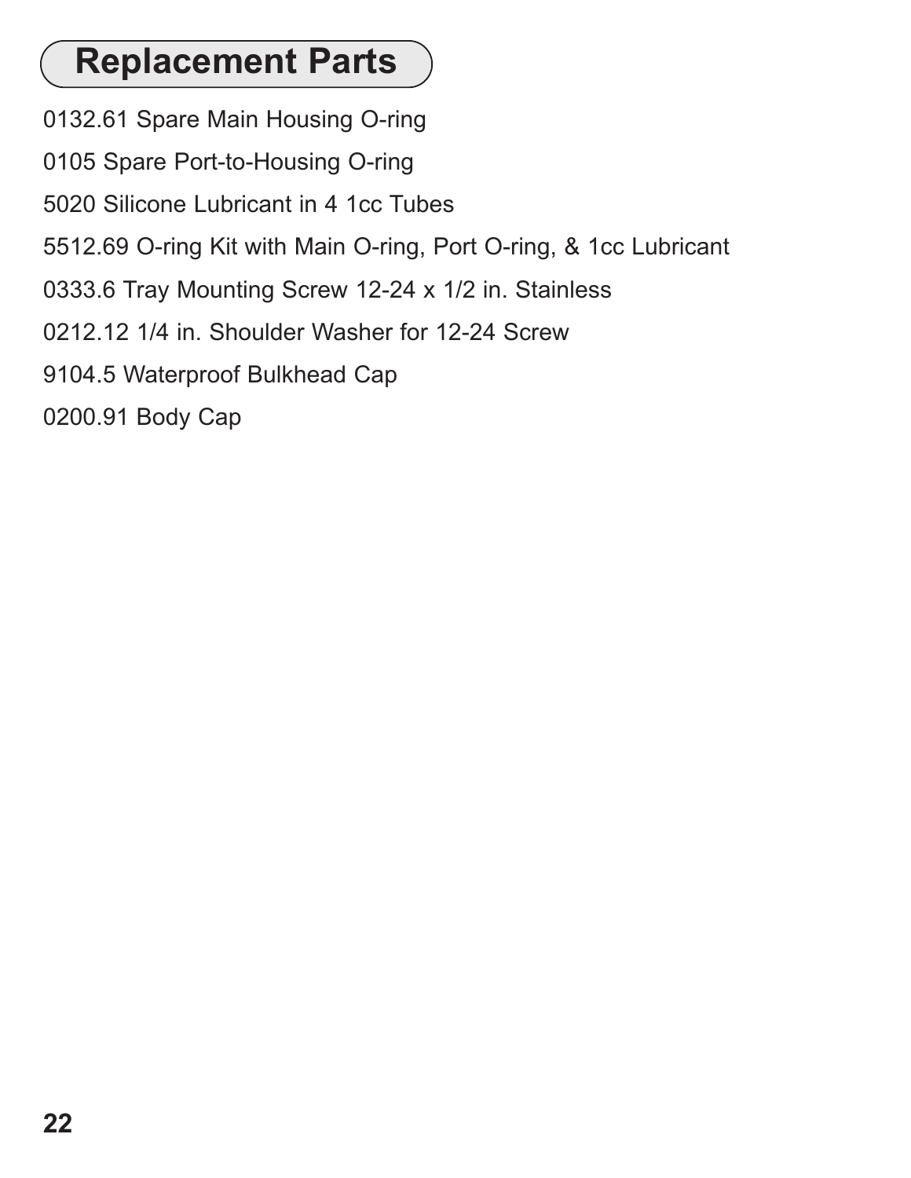## Replacement Parts

0132.61 Spare Main Housing O-ring

0105 Spare Port-to-Housing O-ring

5020 Silicone Lubricant in 4 1cc Tubes

5512.69 O-ring Kit with Main O-ring, Port O-ring, & 1cc Lubricant

0333.6 Tray Mounting Screw 12-24 x 1/2 in. Stainless

0212.12 1/4 in. Shoulder Washer for 12-24 Screw

9104.5 Waterproof Bulkhead Cap

0200.91 Body Cap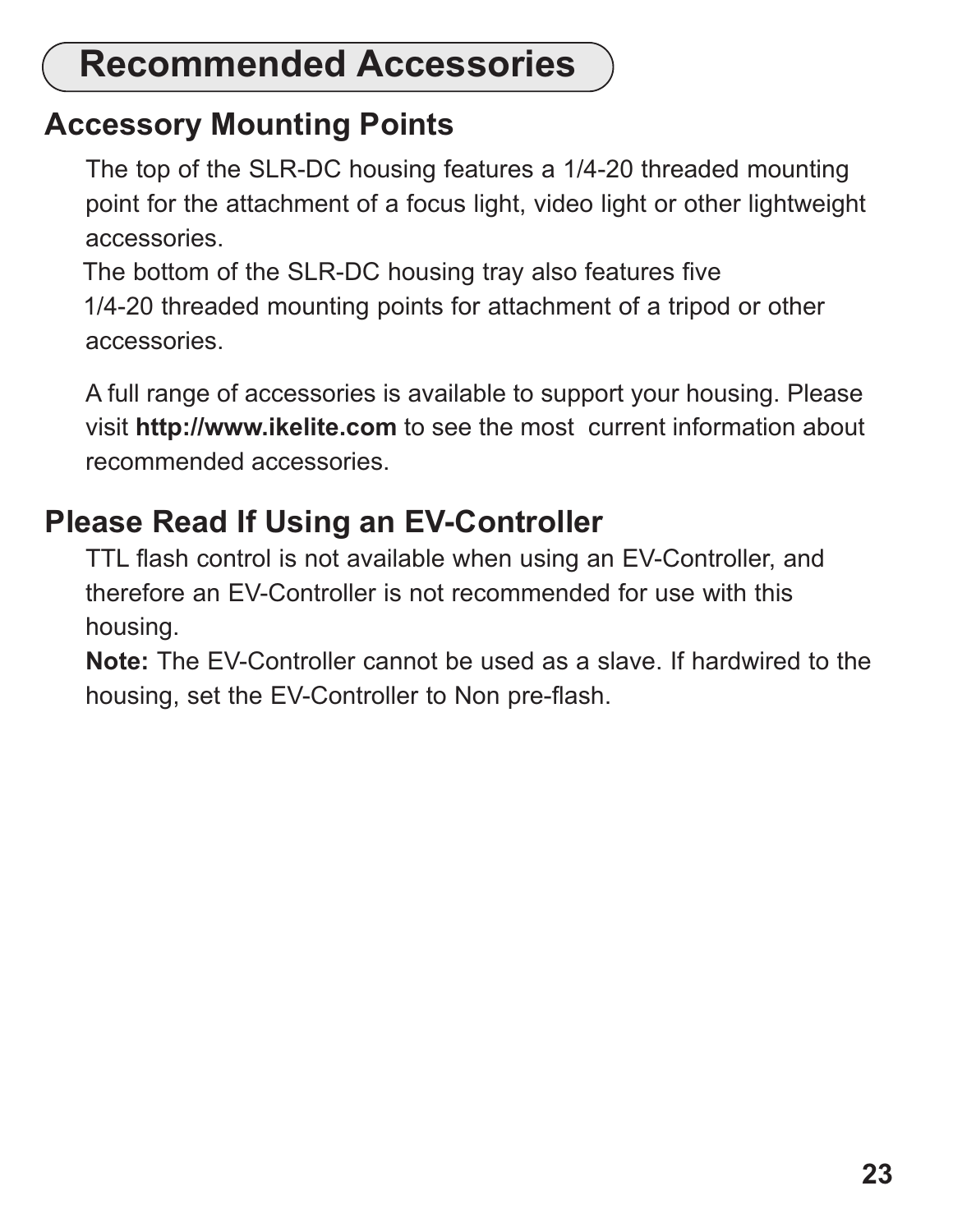# Recommended Accessories

## Accessory Mounting Points

The top of the SLR-DC housing features a 1/4-20 threaded mounting point for the attachment of a focus light, video light or other lightweight accessories.

The bottom of the SLR-DC housing tray also features five 1/4-20 threaded mounting points for attachment of a tripod or other accessories.

A full range of accessories is available to support your housing. Please visit **http://www.ikelite.com** to see the most current information about recommended accessories.

## Please Read If Using an EV-Controller

TTL flash control is not available when using an EV-Controller, and therefore an EV-Controller is not recommended for use with this housing.

**Note:** The EV-Controller cannot be used as a slave. If hardwired to the housing, set the EV-Controller to Non pre-flash.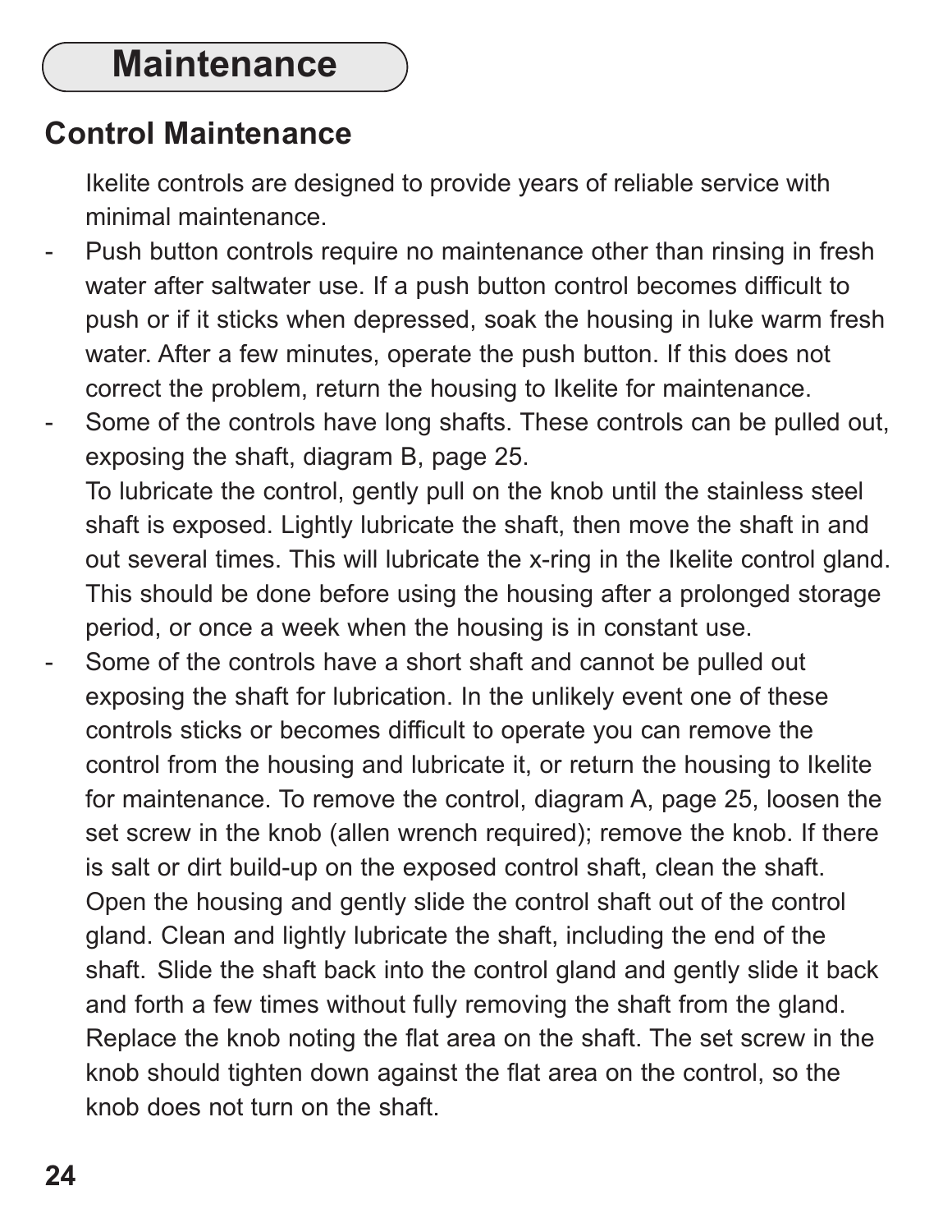# Maintenance

## Control Maintenance

Ikelite controls are designed to provide years of reliable service with minimal maintenance.

- Push button controls require no maintenance other than rinsing in fresh water after saltwater use. If a push button control becomes difficult to push or if it sticks when depressed, soak the housing in luke warm fresh water. After a few minutes, operate the push button. If this does not correct the problem, return the housing to Ikelite for maintenance.
- Some of the controls have long shafts. These controls can be pulled out, exposing the shaft, diagram B, page 25.
  To lubricate the control, gently pull on the knob until the stainless steel shaft is exposed. Lightly lubricate the shaft, then move the shaft in and out several times. This will lubricate the x-ring in the Ikelite control gland. This should be done before using the housing after a prolonged storage period, or once a week when the housing is in constant use.
- Some of the controls have a short shaft and cannot be pulled out exposing the shaft for lubrication. In the unlikely event one of these controls sticks or becomes difficult to operate you can remove the control from the housing and lubricate it, or return the housing to Ikelite for maintenance. To remove the control, diagram A, page 25, loosen the set screw in the knob (allen wrench required); remove the knob. If there is salt or dirt build-up on the exposed control shaft, clean the shaft. Open the housing and gently slide the control shaft out of the control gland. Clean and lightly lubricate the shaft, including the end of the shaft. Slide the shaft back into the control gland and gently slide it back and forth a few times without fully removing the shaft from the gland. Replace the knob noting the flat area on the shaft. The set screw in the knob should tighten down against the flat area on the control, so the knob does not turn on the shaft.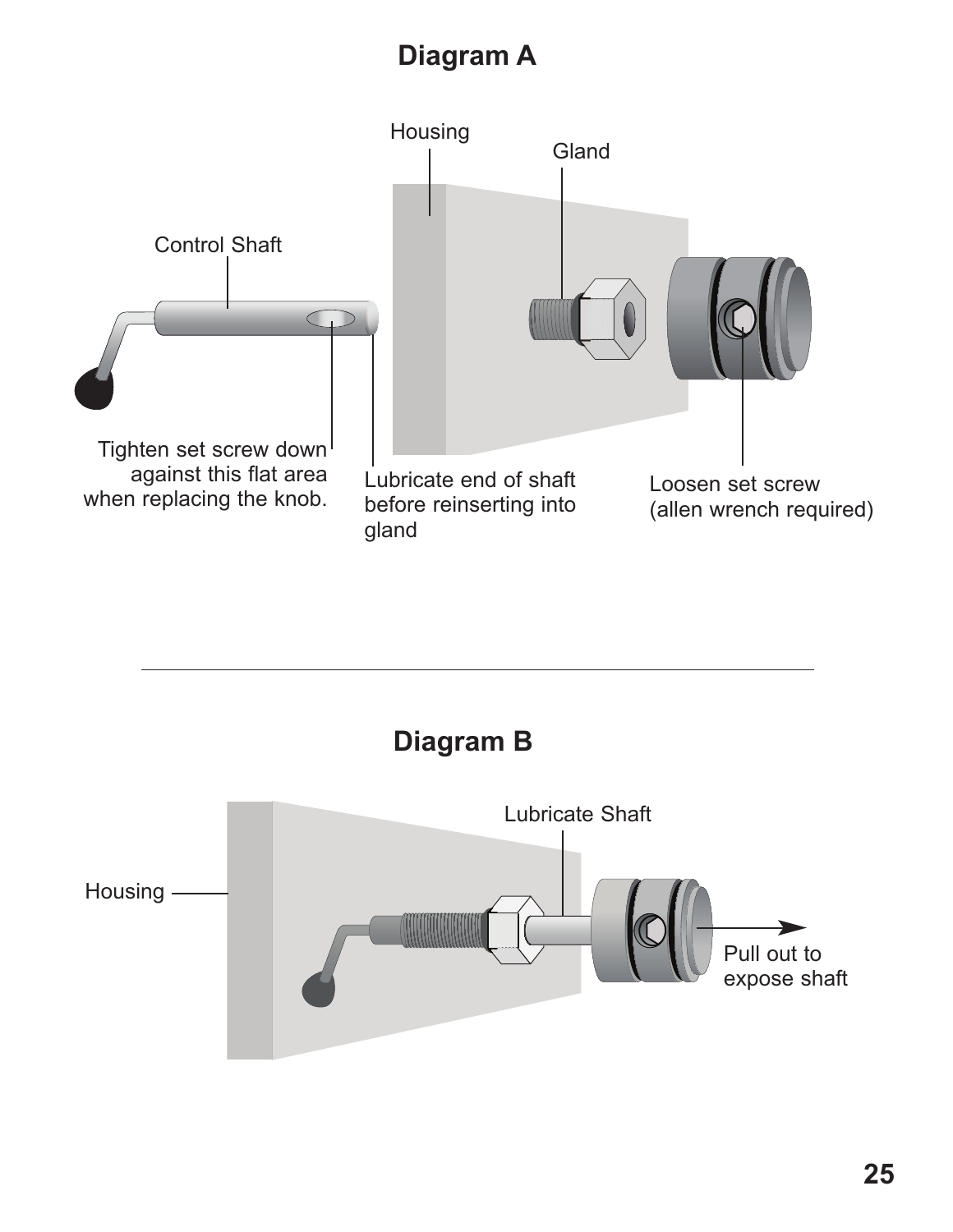## Diagram A

Housing

Gland

Control Shaft

Tighten set screw down against this flat area when replacing the knob.

Lubricate end of shaft before reinserting into gland

Loosen set screw (allen wrench required)

---

## Diagram B

Lubricate Shaft

Housing

Pull out to expose shaft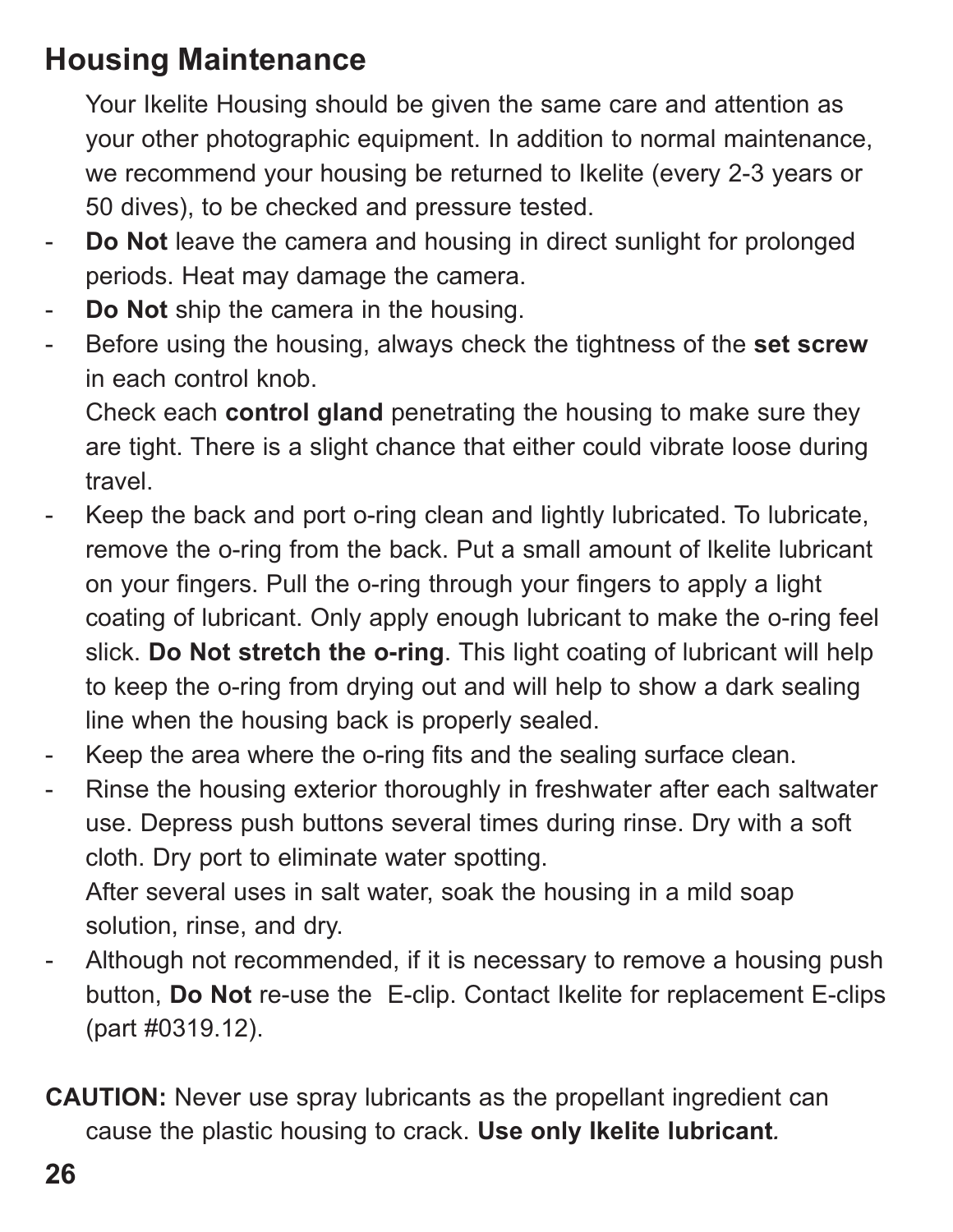## Housing Maintenance

Your Ikelite Housing should be given the same care and attention as your other photographic equipment. In addition to normal maintenance, we recommend your housing be returned to Ikelite (every 2-3 years or 50 dives), to be checked and pressure tested.

- **Do Not** leave the camera and housing in direct sunlight for prolonged periods. Heat may damage the camera.
- **Do Not** ship the camera in the housing.
- Before using the housing, always check the tightness of the **set screw** in each control knob.

  Check each **control gland** penetrating the housing to make sure they are tight. There is a slight chance that either could vibrate loose during travel.
- Keep the back and port o-ring clean and lightly lubricated. To lubricate, remove the o-ring from the back. Put a small amount of Ikelite lubricant on your fingers. Pull the o-ring through your fingers to apply a light coating of lubricant. Only apply enough lubricant to make the o-ring feel slick. **Do Not stretch the o-ring**. This light coating of lubricant will help to keep the o-ring from drying out and will help to show a dark sealing line when the housing back is properly sealed.
- Keep the area where the o-ring fits and the sealing surface clean.
- Rinse the housing exterior thoroughly in freshwater after each saltwater use. Depress push buttons several times during rinse. Dry with a soft cloth. Dry port to eliminate water spotting.

  After several uses in salt water, soak the housing in a mild soap solution, rinse, and dry.
- Although not recommended, if it is necessary to remove a housing push button, **Do Not** re-use the E-clip. Contact Ikelite for replacement E-clips (part #0319.12).

**CAUTION:** Never use spray lubricants as the propellant ingredient can cause the plastic housing to crack. **Use only Ikelite lubricant**.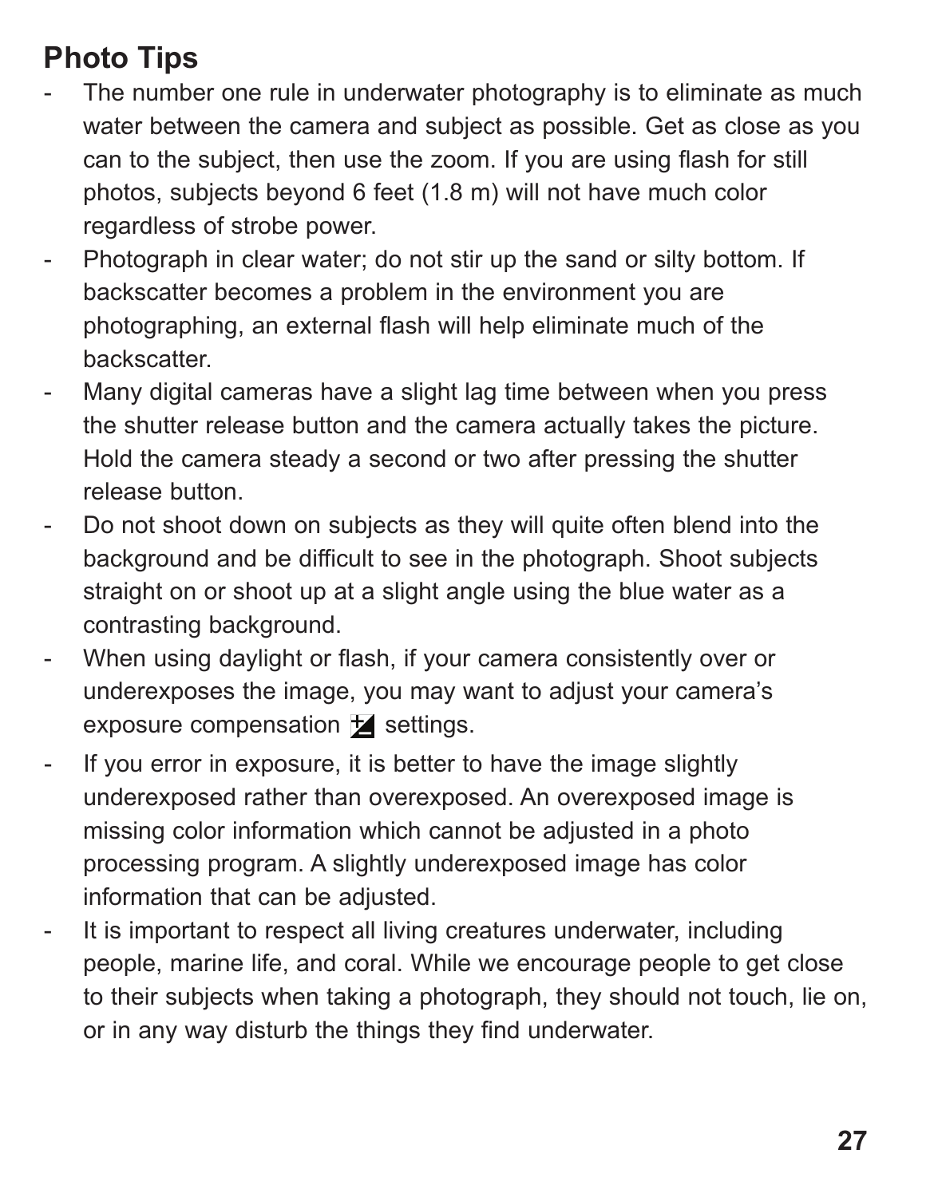## Photo Tips

- The number one rule in underwater photography is to eliminate as much water between the camera and subject as possible. Get as close as you can to the subject, then use the zoom. If you are using flash for still photos, subjects beyond 6 feet (1.8 m) will not have much color regardless of strobe power.
- Photograph in clear water; do not stir up the sand or silty bottom. If backscatter becomes a problem in the environment you are photographing, an external flash will help eliminate much of the backscatter.
- Many digital cameras have a slight lag time between when you press the shutter release button and the camera actually takes the picture. Hold the camera steady a second or two after pressing the shutter release button.
- Do not shoot down on subjects as they will quite often blend into the background and be difficult to see in the photograph. Shoot subjects straight on or shoot up at a slight angle using the blue water as a contrasting background.
- When using daylight or flash, if your camera consistently over or underexposes the image, you may want to adjust your camera's exposure compensation ± settings.
- If you error in exposure, it is better to have the image slightly underexposed rather than overexposed. An overexposed image is missing color information which cannot be adjusted in a photo processing program. A slightly underexposed image has color information that can be adjusted.
- It is important to respect all living creatures underwater, including people, marine life, and coral. While we encourage people to get close to their subjects when taking a photograph, they should not touch, lie on, or in any way disturb the things they find underwater.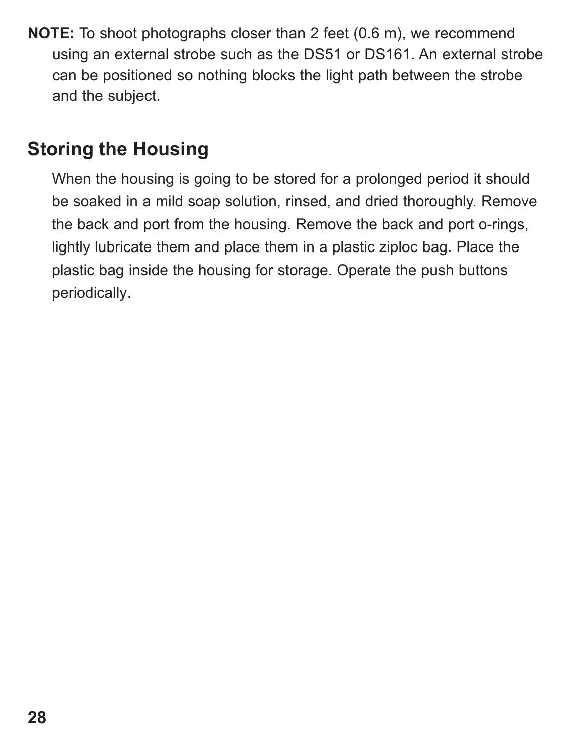**NOTE:** To shoot photographs closer than 2 feet (0.6 m), we recommend using an external strobe such as the DS51 or DS161. An external strobe can be positioned so nothing blocks the light path between the strobe and the subject.

## Storing the Housing

When the housing is going to be stored for a prolonged period it should be soaked in a mild soap solution, rinsed, and dried thoroughly. Remove the back and port from the housing. Remove the back and port o-rings, lightly lubricate them and place them in a plastic ziploc bag. Place the plastic bag inside the housing for storage. Operate the push buttons periodically.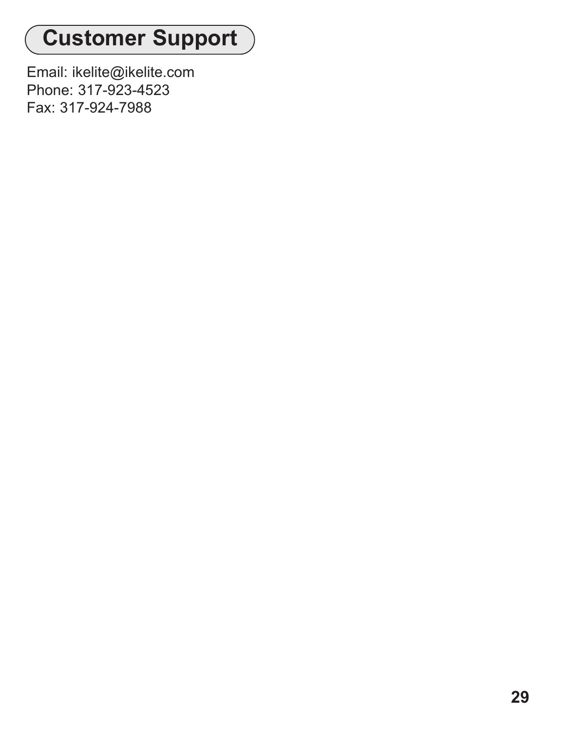## Customer Support

Email: ikelite@ikelite.com
Phone: 317-923-4523
Fax: 317-924-7988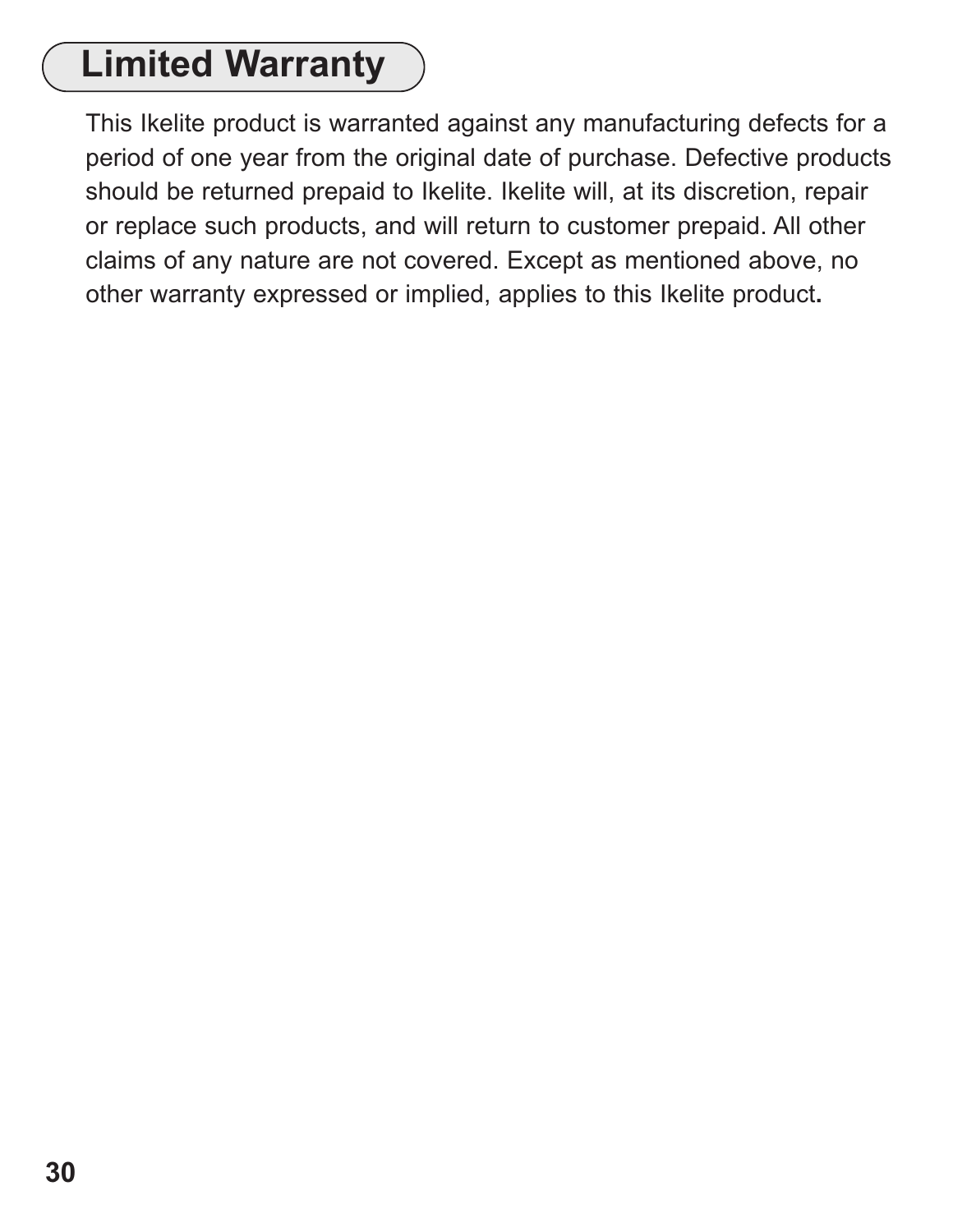## Limited Warranty

This Ikelite product is warranted against any manufacturing defects for a period of one year from the original date of purchase. Defective products should be returned prepaid to Ikelite. Ikelite will, at its discretion, repair or replace such products, and will return to customer prepaid. All other claims of any nature are not covered. Except as mentioned above, no other warranty expressed or implied, applies to this Ikelite product.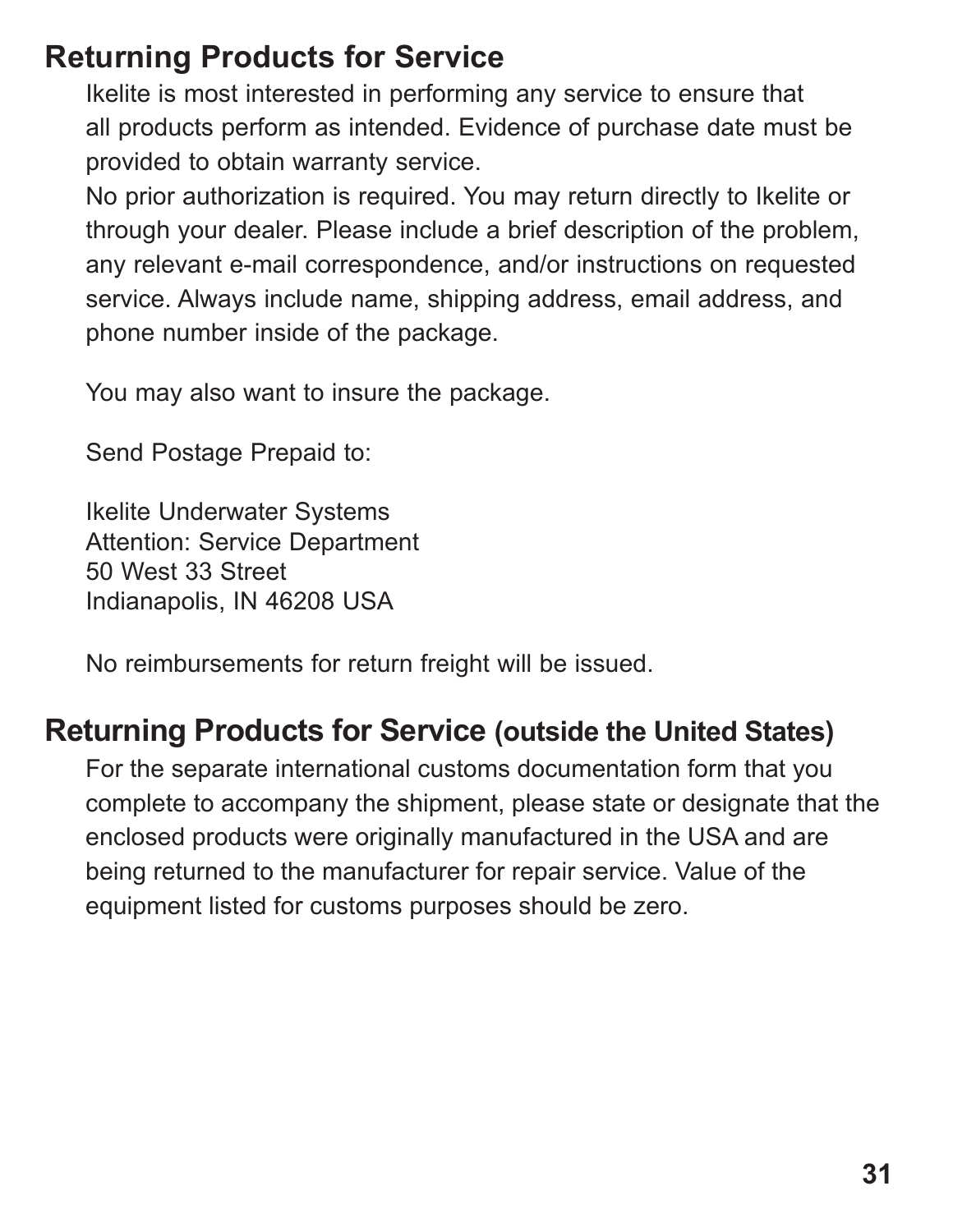## Returning Products for Service

Ikelite is most interested in performing any service to ensure that all products perform as intended. Evidence of purchase date must be provided to obtain warranty service.

No prior authorization is required. You may return directly to Ikelite or through your dealer. Please include a brief description of the problem, any relevant e-mail correspondence, and/or instructions on requested service. Always include name, shipping address, email address, and phone number inside of the package.

You may also want to insure the package.

Send Postage Prepaid to:

Ikelite Underwater Systems
Attention: Service Department
50 West 33 Street
Indianapolis, IN 46208 USA

No reimbursements for return freight will be issued.

## Returning Products for Service (outside the United States)

For the separate international customs documentation form that you complete to accompany the shipment, please state or designate that the enclosed products were originally manufactured in the USA and are being returned to the manufacturer for repair service. Value of the equipment listed for customs purposes should be zero.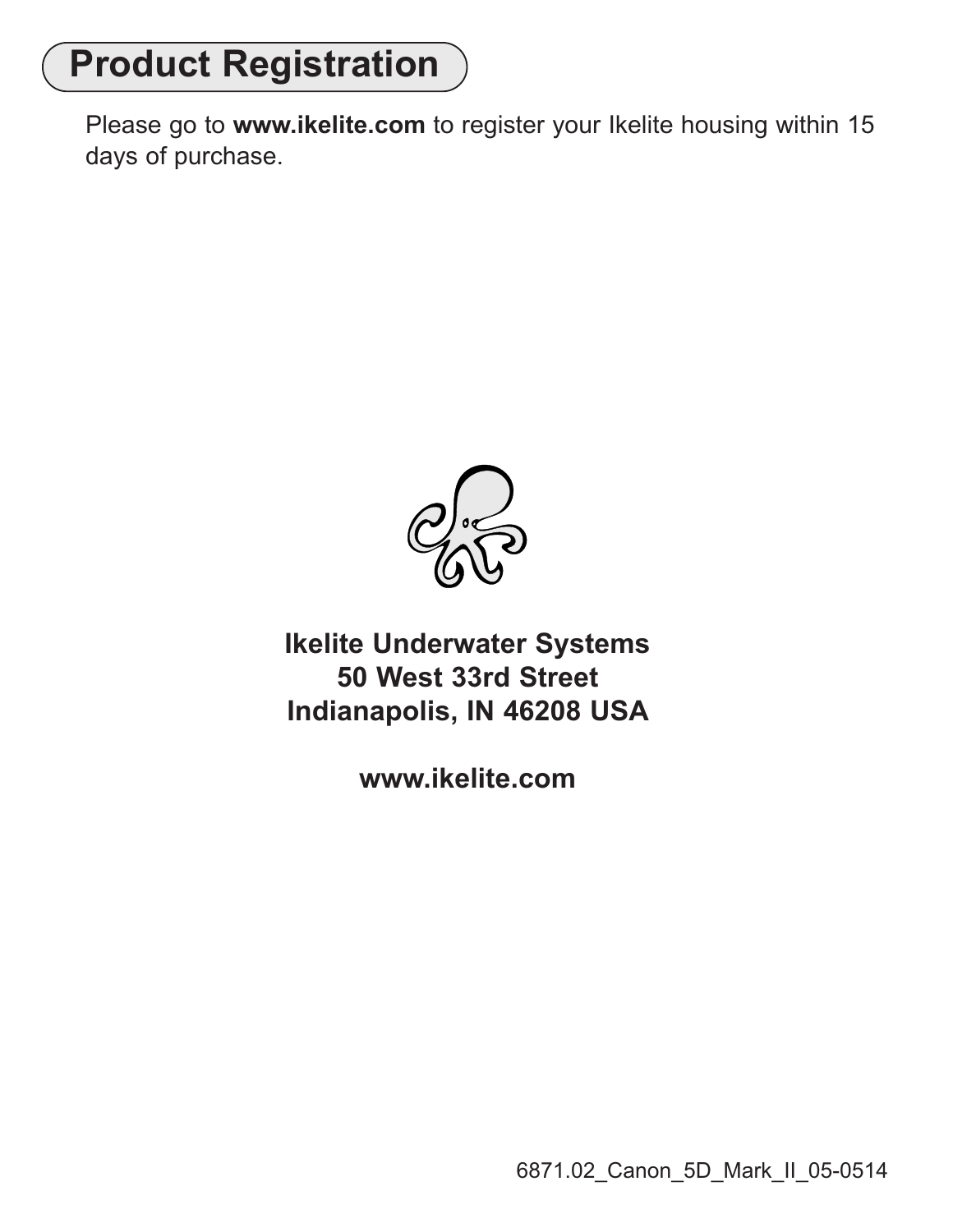# Product Registration

Please go to **www.ikelite.com** to register your Ikelite housing within 15 days of purchase.

**Ikelite Underwater Systems**
**50 West 33rd Street**
**Indianapolis, IN 46208 USA**

**www.ikelite.com**

6871.02_Canon_5D_Mark_II_05-0514